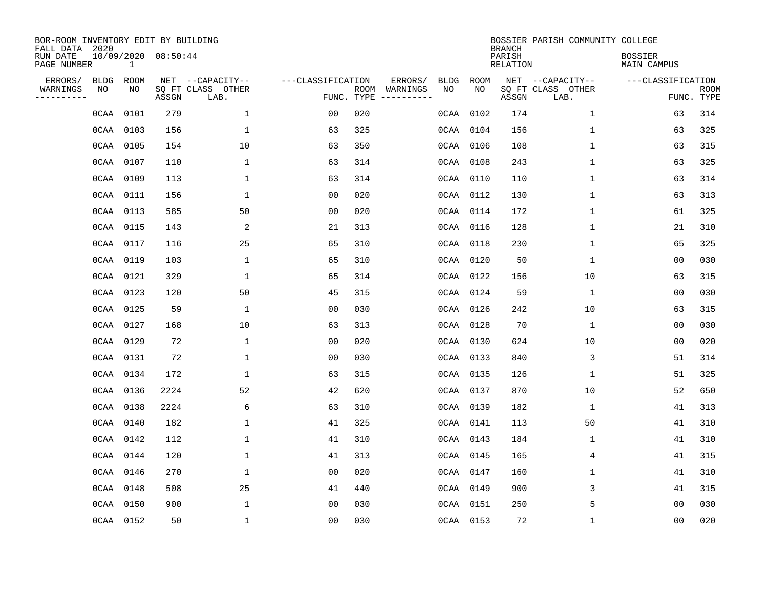BOR-ROOM INVENTORY EDIT BY BUILDING
FALL DATA 2020
RUN DATE 10/09/2020 08:50:44
PAGE NUMBER 1

BOSSIER PARISH COMMUNITY COLLEGE
BRANCH
PARISH BOSSIER
RELATION MAIN CAMPUS

| ERRORS/ WARNINGS | BLDG NO | ROOM NO | NET SQ FT ASSGN | CAPACITY CLASS LAB. | CAPACITY OTHER | CLASSIFICATION FUNC. | ROOM TYPE | ERRORS/ WARNINGS | BLDG NO | ROOM NO | NET SQ FT ASSGN | CAPACITY CLASS LAB. | CAPACITY OTHER | CLASSIFICATION FUNC. | ROOM TYPE |
|---|---|---|---|---|---|---|---|---|---|---|---|---|---|---|---|
| | 0CAA | 0101 | 279 | | 1 | 00 | 020 | | 0CAA | 0102 | 174 | | 1 | 63 | 314 |
| | 0CAA | 0103 | 156 | | 1 | 63 | 325 | | 0CAA | 0104 | 156 | | 1 | 63 | 325 |
| | 0CAA | 0105 | 154 | | 10 | 63 | 350 | | 0CAA | 0106 | 108 | | 1 | 63 | 315 |
| | 0CAA | 0107 | 110 | | 1 | 63 | 314 | | 0CAA | 0108 | 243 | | 1 | 63 | 325 |
| | 0CAA | 0109 | 113 | | 1 | 63 | 314 | | 0CAA | 0110 | 110 | | 1 | 63 | 314 |
| | 0CAA | 0111 | 156 | | 1 | 00 | 020 | | 0CAA | 0112 | 130 | | 1 | 63 | 313 |
| | 0CAA | 0113 | 585 | | 50 | 00 | 020 | | 0CAA | 0114 | 172 | | 1 | 61 | 325 |
| | 0CAA | 0115 | 143 | | 2 | 21 | 313 | | 0CAA | 0116 | 128 | | 1 | 21 | 310 |
| | 0CAA | 0117 | 116 | | 25 | 65 | 310 | | 0CAA | 0118 | 230 | | 1 | 65 | 325 |
| | 0CAA | 0119 | 103 | | 1 | 65 | 310 | | 0CAA | 0120 | 50 | | 1 | 00 | 030 |
| | 0CAA | 0121 | 329 | | 1 | 65 | 314 | | 0CAA | 0122 | 156 | | 10 | 63 | 315 |
| | 0CAA | 0123 | 120 | | 50 | 45 | 315 | | 0CAA | 0124 | 59 | | 1 | 00 | 030 |
| | 0CAA | 0125 | 59 | | 1 | 00 | 030 | | 0CAA | 0126 | 242 | | 10 | 63 | 315 |
| | 0CAA | 0127 | 168 | | 10 | 63 | 313 | | 0CAA | 0128 | 70 | | 1 | 00 | 030 |
| | 0CAA | 0129 | 72 | | 1 | 00 | 020 | | 0CAA | 0130 | 624 | | 10 | 00 | 020 |
| | 0CAA | 0131 | 72 | | 1 | 00 | 030 | | 0CAA | 0133 | 840 | | 3 | 51 | 314 |
| | 0CAA | 0134 | 172 | | 1 | 63 | 315 | | 0CAA | 0135 | 126 | | 1 | 51 | 325 |
| | 0CAA | 0136 | 2224 | | 52 | 42 | 620 | | 0CAA | 0137 | 870 | | 10 | 52 | 650 |
| | 0CAA | 0138 | 2224 | | 6 | 63 | 310 | | 0CAA | 0139 | 182 | | 1 | 41 | 313 |
| | 0CAA | 0140 | 182 | | 1 | 41 | 325 | | 0CAA | 0141 | 113 | | 50 | 41 | 310 |
| | 0CAA | 0142 | 112 | | 1 | 41 | 310 | | 0CAA | 0143 | 184 | | 1 | 41 | 310 |
| | 0CAA | 0144 | 120 | | 1 | 41 | 313 | | 0CAA | 0145 | 165 | | 4 | 41 | 315 |
| | 0CAA | 0146 | 270 | | 1 | 00 | 020 | | 0CAA | 0147 | 160 | | 1 | 41 | 310 |
| | 0CAA | 0148 | 508 | | 25 | 41 | 440 | | 0CAA | 0149 | 900 | | 3 | 41 | 315 |
| | 0CAA | 0150 | 900 | | 1 | 00 | 030 | | 0CAA | 0151 | 250 | | 5 | 00 | 030 |
| | 0CAA | 0152 | 50 | | 1 | 00 | 030 | | 0CAA | 0153 | 72 | | 1 | 00 | 020 |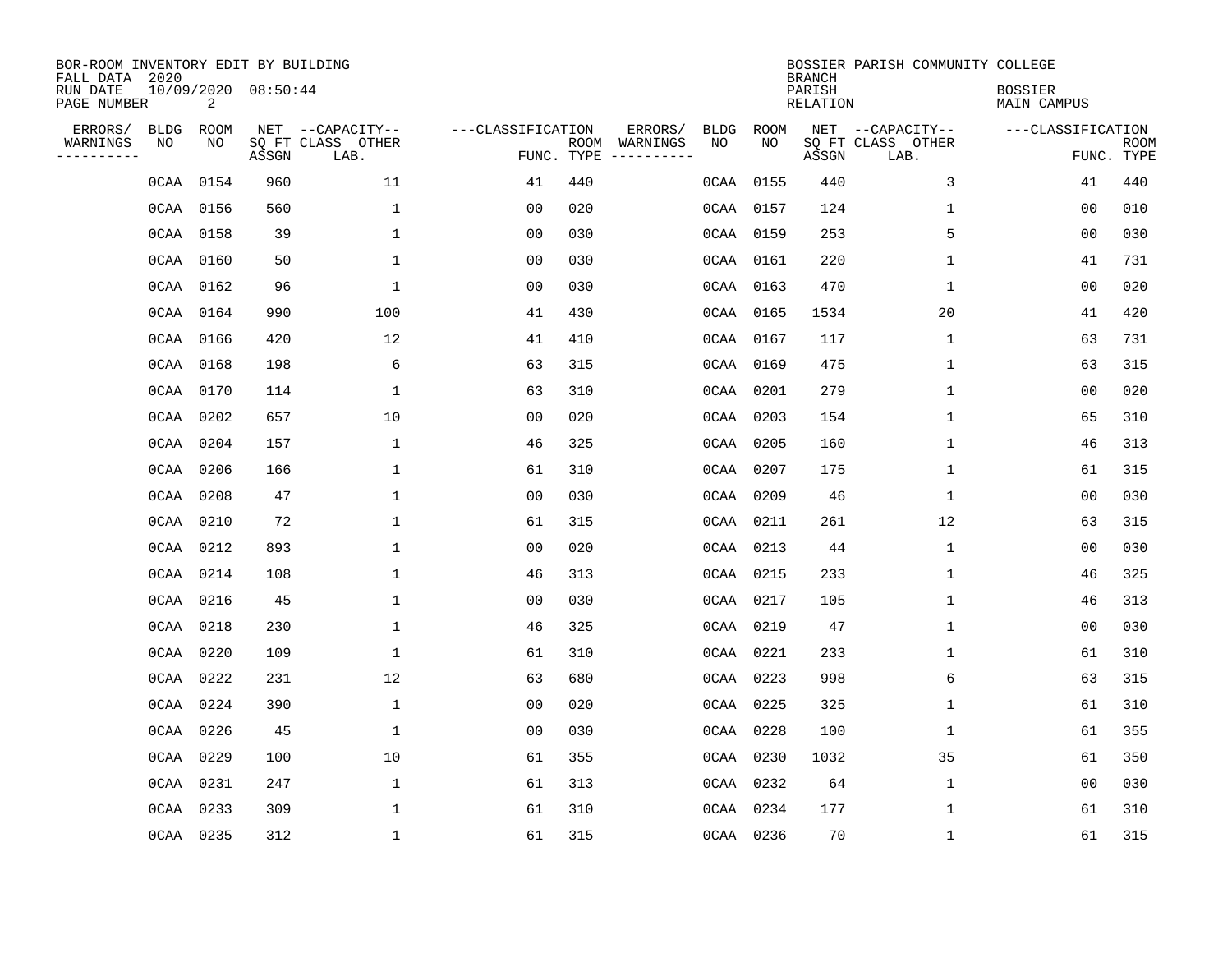BOR-ROOM INVENTORY EDIT BY BUILDING
FALL DATA 2020
RUN DATE 10/09/2020 08:50:44
PAGE NUMBER 2

BOSSIER PARISH COMMUNITY COLLEGE
BRANCH
PARISH BOSSIER
RELATION MAIN CAMPUS

| ERRORS/ WARNINGS | BLDG NO | ROOM NO | NET SQ FT ASSGN | CAPACITY CLASS LAB. | CAPACITY OTHER | CLASSIFICATION FUNC. | ROOM TYPE | ERRORS/ WARNINGS | BLDG NO | ROOM NO | NET SQ FT ASSGN | CAPACITY CLASS LAB. | CAPACITY OTHER | CLASSIFICATION FUNC. | ROOM TYPE |
|---|---|---|---|---|---|---|---|---|---|---|---|---|---|---|---|
| | 0CAA | 0154 | 960 | | 11 | 41 | 440 | | 0CAA | 0155 | 440 | | 3 | 41 | 440 |
| | 0CAA | 0156 | 560 | | 1 | 00 | 020 | | 0CAA | 0157 | 124 | | 1 | 00 | 010 |
| | 0CAA | 0158 | 39 | | 1 | 00 | 030 | | 0CAA | 0159 | 253 | | 5 | 00 | 030 |
| | 0CAA | 0160 | 50 | | 1 | 00 | 030 | | 0CAA | 0161 | 220 | | 1 | 41 | 731 |
| | 0CAA | 0162 | 96 | | 1 | 00 | 030 | | 0CAA | 0163 | 470 | | 1 | 00 | 020 |
| | 0CAA | 0164 | 990 | | 100 | 41 | 430 | | 0CAA | 0165 | 1534 | | 20 | 41 | 420 |
| | 0CAA | 0166 | 420 | | 12 | 41 | 410 | | 0CAA | 0167 | 117 | | 1 | 63 | 731 |
| | 0CAA | 0168 | 198 | | 6 | 63 | 315 | | 0CAA | 0169 | 475 | | 1 | 63 | 315 |
| | 0CAA | 0170 | 114 | | 1 | 63 | 310 | | 0CAA | 0201 | 279 | | 1 | 00 | 020 |
| | 0CAA | 0202 | 657 | | 10 | 00 | 020 | | 0CAA | 0203 | 154 | | 1 | 65 | 310 |
| | 0CAA | 0204 | 157 | | 1 | 46 | 325 | | 0CAA | 0205 | 160 | | 1 | 46 | 313 |
| | 0CAA | 0206 | 166 | | 1 | 61 | 310 | | 0CAA | 0207 | 175 | | 1 | 61 | 315 |
| | 0CAA | 0208 | 47 | | 1 | 00 | 030 | | 0CAA | 0209 | 46 | | 1 | 00 | 030 |
| | 0CAA | 0210 | 72 | | 1 | 61 | 315 | | 0CAA | 0211 | 261 | | 12 | 63 | 315 |
| | 0CAA | 0212 | 893 | | 1 | 00 | 020 | | 0CAA | 0213 | 44 | | 1 | 00 | 030 |
| | 0CAA | 0214 | 108 | | 1 | 46 | 313 | | 0CAA | 0215 | 233 | | 1 | 46 | 325 |
| | 0CAA | 0216 | 45 | | 1 | 00 | 030 | | 0CAA | 0217 | 105 | | 1 | 46 | 313 |
| | 0CAA | 0218 | 230 | | 1 | 46 | 325 | | 0CAA | 0219 | 47 | | 1 | 00 | 030 |
| | 0CAA | 0220 | 109 | | 1 | 61 | 310 | | 0CAA | 0221 | 233 | | 1 | 61 | 310 |
| | 0CAA | 0222 | 231 | | 12 | 63 | 680 | | 0CAA | 0223 | 998 | | 6 | 63 | 315 |
| | 0CAA | 0224 | 390 | | 1 | 00 | 020 | | 0CAA | 0225 | 325 | | 1 | 61 | 310 |
| | 0CAA | 0226 | 45 | | 1 | 00 | 030 | | 0CAA | 0228 | 100 | | 1 | 61 | 355 |
| | 0CAA | 0229 | 100 | | 10 | 61 | 355 | | 0CAA | 0230 | 1032 | | 35 | 61 | 350 |
| | 0CAA | 0231 | 247 | | 1 | 61 | 313 | | 0CAA | 0232 | 64 | | 1 | 00 | 030 |
| | 0CAA | 0233 | 309 | | 1 | 61 | 310 | | 0CAA | 0234 | 177 | | 1 | 61 | 310 |
| | 0CAA | 0235 | 312 | | 1 | 61 | 315 | | 0CAA | 0236 | 70 | | 1 | 61 | 315 |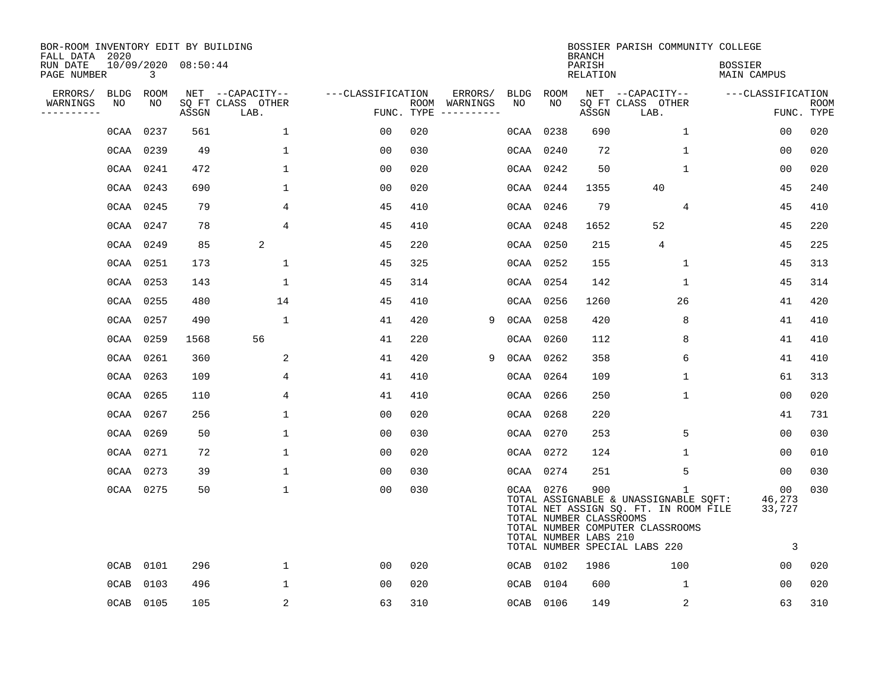BOR-ROOM INVENTORY EDIT BY BUILDING
FALL DATA 2020
RUN DATE 10/09/2020 08:50:44
PAGE NUMBER 3

BOSSIER PARISH COMMUNITY COLLEGE
BRANCH
PARISH BOSSIER
RELATION MAIN CAMPUS

| ERRORS/ WARNINGS | BLDG NO | ROOM NO | NET SQ FT ASSGN | CAPACITY CLASS LAB. | CAPACITY OTHER | CLASSIFICATION FUNC. | ROOM TYPE | ERRORS/ WARNINGS | BLDG NO | ROOM NO | NET SQ FT ASSGN | CAPACITY CLASS LAB. | CAPACITY OTHER | CLASSIFICATION FUNC. | ROOM TYPE |
|---|---|---|---|---|---|---|---|---|---|---|---|---|---|---|---|
| | 0CAA | 0237 | 561 | | 1 | 00 | 020 | | 0CAA | 0238 | 690 | | 1 | 00 | 020 |
| | 0CAA | 0239 | 49 | | 1 | 00 | 030 | | 0CAA | 0240 | 72 | | 1 | 00 | 020 |
| | 0CAA | 0241 | 472 | | 1 | 00 | 020 | | 0CAA | 0242 | 50 | | 1 | 00 | 020 |
| | 0CAA | 0243 | 690 | | 1 | 00 | 020 | | 0CAA | 0244 | 1355 | 40 | | 45 | 240 |
| | 0CAA | 0245 | 79 | | 4 | 45 | 410 | | 0CAA | 0246 | 79 | | 4 | 45 | 410 |
| | 0CAA | 0247 | 78 | | 4 | 45 | 410 | | 0CAA | 0248 | 1652 | 52 | | 45 | 220 |
| | 0CAA | 0249 | 85 | 2 | | 45 | 220 | | 0CAA | 0250 | 215 | 4 | | 45 | 225 |
| | 0CAA | 0251 | 173 | | 1 | 45 | 325 | | 0CAA | 0252 | 155 | | 1 | 45 | 313 |
| | 0CAA | 0253 | 143 | | 1 | 45 | 314 | | 0CAA | 0254 | 142 | | 1 | 45 | 314 |
| | 0CAA | 0255 | 480 | | 14 | 45 | 410 | | 0CAA | 0256 | 1260 | | 26 | 41 | 420 |
| | 0CAA | 0257 | 490 | | 1 | 41 | 420 | 9 | 0CAA | 0258 | 420 | | 8 | 41 | 410 |
| | 0CAA | 0259 | 1568 | 56 | | 41 | 220 | | 0CAA | 0260 | 112 | | 8 | 41 | 410 |
| | 0CAA | 0261 | 360 | | 2 | 41 | 420 | 9 | 0CAA | 0262 | 358 | | 6 | 41 | 410 |
| | 0CAA | 0263 | 109 | | 4 | 41 | 410 | | 0CAA | 0264 | 109 | | 1 | 61 | 313 |
| | 0CAA | 0265 | 110 | | 4 | 41 | 410 | | 0CAA | 0266 | 250 | | 1 | 00 | 020 |
| | 0CAA | 0267 | 256 | | 1 | 00 | 020 | | 0CAA | 0268 | 220 | | | 41 | 731 |
| | 0CAA | 0269 | 50 | | 1 | 00 | 030 | | 0CAA | 0270 | 253 | | 5 | 00 | 030 |
| | 0CAA | 0271 | 72 | | 1 | 00 | 020 | | 0CAA | 0272 | 124 | | 1 | 00 | 010 |
| | 0CAA | 0273 | 39 | | 1 | 00 | 030 | | 0CAA | 0274 | 251 | | 5 | 00 | 030 |
| | 0CAA | 0275 | 50 | | 1 | 00 | 030 | | 0CAA | 0276 | 900 | | 1 | 00 | 030 |

TOTAL ASSIGNABLE & UNASSIGNABLE SQFT: 46,273
TOTAL NET ASSIGN SQ. FT. IN ROOM FILE 33,727
TOTAL NUMBER CLASSROOMS
TOTAL NUMBER COMPUTER CLASSROOMS
TOTAL NUMBER LABS 210
TOTAL NUMBER SPECIAL LABS 220 3

| ERRORS/ WARNINGS | BLDG NO | ROOM NO | NET SQ FT ASSGN | CAPACITY CLASS LAB. | CAPACITY OTHER | CLASSIFICATION FUNC. | ROOM TYPE | ERRORS/ WARNINGS | BLDG NO | ROOM NO | NET SQ FT ASSGN | CAPACITY CLASS LAB. | CAPACITY OTHER | CLASSIFICATION FUNC. | ROOM TYPE |
|---|---|---|---|---|---|---|---|---|---|---|---|---|---|---|---|
| | 0CAB | 0101 | 296 | | 1 | 00 | 020 | | 0CAB | 0102 | 1986 | | 100 | 00 | 020 |
| | 0CAB | 0103 | 496 | | 1 | 00 | 020 | | 0CAB | 0104 | 600 | | 1 | 00 | 020 |
| | 0CAB | 0105 | 105 | | 2 | 63 | 310 | | 0CAB | 0106 | 149 | | 2 | 63 | 310 |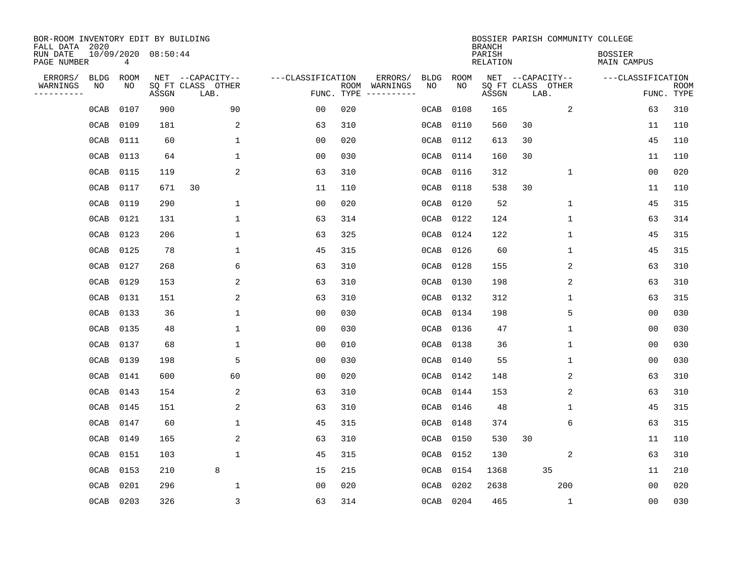BOR-ROOM INVENTORY EDIT BY BUILDING
FALL DATA 2020
RUN DATE 10/09/2020 08:50:44

BOSSIER PARISH COMMUNITY COLLEGE
BRANCH
PARISH BOSSIER
RELATION MAIN CAMPUS

| ERRORS/ WARNINGS | BLDG NO | ROOM NO | NET SQ FT ASSGN | CAPACITY CLASS | CAPACITY LAB. | CAPACITY OTHER | CLASSIFICATION FUNC. | ROOM TYPE | ERRORS/ WARNINGS | BLDG NO | ROOM NO | NET SQ FT ASSGN | CAPACITY CLASS | CAPACITY LAB. | CAPACITY OTHER | CLASSIFICATION FUNC. | ROOM TYPE |
|---|---|---|---|---|---|---|---|---|---|---|---|---|---|---|---|---|---|
| | 0CAB | 0107 | 900 | | | 90 | 00 | 020 | | 0CAB | 0108 | 165 | | | 2 | 63 | 310 |
| | 0CAB | 0109 | 181 | | | 2 | 63 | 310 | | 0CAB | 0110 | 560 | 30 | | | 11 | 110 |
| | 0CAB | 0111 | 60 | | | 1 | 00 | 020 | | 0CAB | 0112 | 613 | 30 | | | 45 | 110 |
| | 0CAB | 0113 | 64 | | | 1 | 00 | 030 | | 0CAB | 0114 | 160 | 30 | | | 11 | 110 |
| | 0CAB | 0115 | 119 | | | 2 | 63 | 310 | | 0CAB | 0116 | 312 | | | 1 | 00 | 020 |
| | 0CAB | 0117 | 671 | 30 | | | 11 | 110 | | 0CAB | 0118 | 538 | 30 | | | 11 | 110 |
| | 0CAB | 0119 | 290 | | | 1 | 00 | 020 | | 0CAB | 0120 | 52 | | | 1 | 45 | 315 |
| | 0CAB | 0121 | 131 | | | 1 | 63 | 314 | | 0CAB | 0122 | 124 | | | 1 | 63 | 314 |
| | 0CAB | 0123 | 206 | | | 1 | 63 | 325 | | 0CAB | 0124 | 122 | | | 1 | 45 | 315 |
| | 0CAB | 0125 | 78 | | | 1 | 45 | 315 | | 0CAB | 0126 | 60 | | | 1 | 45 | 315 |
| | 0CAB | 0127 | 268 | | | 6 | 63 | 310 | | 0CAB | 0128 | 155 | | | 2 | 63 | 310 |
| | 0CAB | 0129 | 153 | | | 2 | 63 | 310 | | 0CAB | 0130 | 198 | | | 2 | 63 | 310 |
| | 0CAB | 0131 | 151 | | | 2 | 63 | 310 | | 0CAB | 0132 | 312 | | | 1 | 63 | 315 |
| | 0CAB | 0133 | 36 | | | 1 | 00 | 030 | | 0CAB | 0134 | 198 | | | 5 | 00 | 030 |
| | 0CAB | 0135 | 48 | | | 1 | 00 | 030 | | 0CAB | 0136 | 47 | | | 1 | 00 | 030 |
| | 0CAB | 0137 | 68 | | | 1 | 00 | 010 | | 0CAB | 0138 | 36 | | | 1 | 00 | 030 |
| | 0CAB | 0139 | 198 | | | 5 | 00 | 030 | | 0CAB | 0140 | 55 | | | 1 | 00 | 030 |
| | 0CAB | 0141 | 600 | | | 60 | 00 | 020 | | 0CAB | 0142 | 148 | | | 2 | 63 | 310 |
| | 0CAB | 0143 | 154 | | | 2 | 63 | 310 | | 0CAB | 0144 | 153 | | | 2 | 63 | 310 |
| | 0CAB | 0145 | 151 | | | 2 | 63 | 310 | | 0CAB | 0146 | 48 | | | 1 | 45 | 315 |
| | 0CAB | 0147 | 60 | | | 1 | 45 | 315 | | 0CAB | 0148 | 374 | | | 6 | 63 | 315 |
| | 0CAB | 0149 | 165 | | | 2 | 63 | 310 | | 0CAB | 0150 | 530 | 30 | | | 11 | 110 |
| | 0CAB | 0151 | 103 | | | 1 | 45 | 315 | | 0CAB | 0152 | 130 | | | 2 | 63 | 310 |
| | 0CAB | 0153 | 210 | | 8 | | 15 | 215 | | 0CAB | 0154 | 1368 | | 35 | | 11 | 210 |
| | 0CAB | 0201 | 296 | | | 1 | 00 | 020 | | 0CAB | 0202 | 2638 | | | 200 | 00 | 020 |
| | 0CAB | 0203 | 326 | | | 3 | 63 | 314 | | 0CAB | 0204 | 465 | | | 1 | 00 | 030 |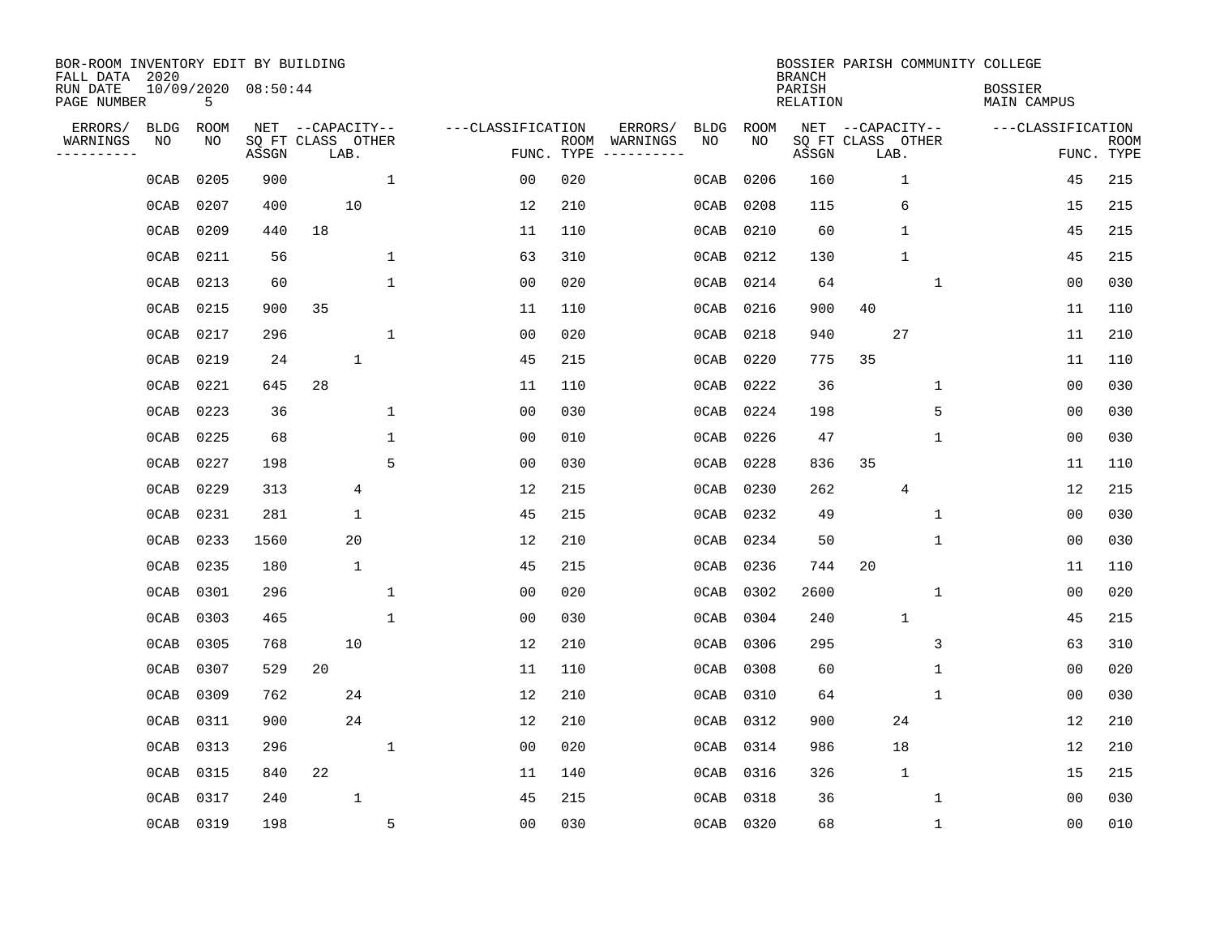BOR-ROOM INVENTORY EDIT BY BUILDING
FALL DATA 2020
RUN DATE 10/09/2020 08:50:44
PAGE NUMBER 5

BOSSIER PARISH COMMUNITY COLLEGE
BRANCH
PARISH BOSSIER
RELATION MAIN CAMPUS

| ERRORS/ WARNINGS | BLDG NO | ROOM NO | NET SQ FT ASSGN | CAPACITY CLASS | CAPACITY LAB. | CAPACITY OTHER | CLASSIFICATION FUNC. | ROOM TYPE | ERRORS/ WARNINGS | BLDG NO | ROOM NO | NET SQ FT ASSGN | CAPACITY CLASS | CAPACITY LAB. | CAPACITY OTHER | CLASSIFICATION FUNC. | ROOM TYPE |
|---|---|---|---|---|---|---|---|---|---|---|---|---|---|---|---|---|---|
| | 0CAB | 0205 | 900 | | | 1 | 00 | 020 | | 0CAB | 0206 | 160 | | 1 | | 45 | 215 |
| | 0CAB | 0207 | 400 | | 10 | | 12 | 210 | | 0CAB | 0208 | 115 | | 6 | | 15 | 215 |
| | 0CAB | 0209 | 440 | 18 | | | 11 | 110 | | 0CAB | 0210 | 60 | | 1 | | 45 | 215 |
| | 0CAB | 0211 | 56 | | | 1 | 63 | 310 | | 0CAB | 0212 | 130 | | 1 | | 45 | 215 |
| | 0CAB | 0213 | 60 | | | 1 | 00 | 020 | | 0CAB | 0214 | 64 | | | 1 | 00 | 030 |
| | 0CAB | 0215 | 900 | 35 | | | 11 | 110 | | 0CAB | 0216 | 900 | 40 | | | 11 | 110 |
| | 0CAB | 0217 | 296 | | | 1 | 00 | 020 | | 0CAB | 0218 | 940 | | 27 | | 11 | 210 |
| | 0CAB | 0219 | 24 | | 1 | | 45 | 215 | | 0CAB | 0220 | 775 | 35 | | | 11 | 110 |
| | 0CAB | 0221 | 645 | 28 | | | 11 | 110 | | 0CAB | 0222 | 36 | | | 1 | 00 | 030 |
| | 0CAB | 0223 | 36 | | | 1 | 00 | 030 | | 0CAB | 0224 | 198 | | | 5 | 00 | 030 |
| | 0CAB | 0225 | 68 | | | 1 | 00 | 010 | | 0CAB | 0226 | 47 | | | 1 | 00 | 030 |
| | 0CAB | 0227 | 198 | | | 5 | 00 | 030 | | 0CAB | 0228 | 836 | 35 | | | 11 | 110 |
| | 0CAB | 0229 | 313 | | 4 | | 12 | 215 | | 0CAB | 0230 | 262 | | 4 | | 12 | 215 |
| | 0CAB | 0231 | 281 | | 1 | | 45 | 215 | | 0CAB | 0232 | 49 | | | 1 | 00 | 030 |
| | 0CAB | 0233 | 1560 | | 20 | | 12 | 210 | | 0CAB | 0234 | 50 | | | 1 | 00 | 030 |
| | 0CAB | 0235 | 180 | | 1 | | 45 | 215 | | 0CAB | 0236 | 744 | 20 | | | 11 | 110 |
| | 0CAB | 0301 | 296 | | | 1 | 00 | 020 | | 0CAB | 0302 | 2600 | | | 1 | 00 | 020 |
| | 0CAB | 0303 | 465 | | | 1 | 00 | 030 | | 0CAB | 0304 | 240 | | 1 | | 45 | 215 |
| | 0CAB | 0305 | 768 | | 10 | | 12 | 210 | | 0CAB | 0306 | 295 | | | 3 | 63 | 310 |
| | 0CAB | 0307 | 529 | 20 | | | 11 | 110 | | 0CAB | 0308 | 60 | | | 1 | 00 | 020 |
| | 0CAB | 0309 | 762 | | 24 | | 12 | 210 | | 0CAB | 0310 | 64 | | | 1 | 00 | 030 |
| | 0CAB | 0311 | 900 | | 24 | | 12 | 210 | | 0CAB | 0312 | 900 | | 24 | | 12 | 210 |
| | 0CAB | 0313 | 296 | | | 1 | 00 | 020 | | 0CAB | 0314 | 986 | | 18 | | 12 | 210 |
| | 0CAB | 0315 | 840 | 22 | | | 11 | 140 | | 0CAB | 0316 | 326 | | 1 | | 15 | 215 |
| | 0CAB | 0317 | 240 | | 1 | | 45 | 215 | | 0CAB | 0318 | 36 | | | 1 | 00 | 030 |
| | 0CAB | 0319 | 198 | | | 5 | 00 | 030 | | 0CAB | 0320 | 68 | | | 1 | 00 | 010 |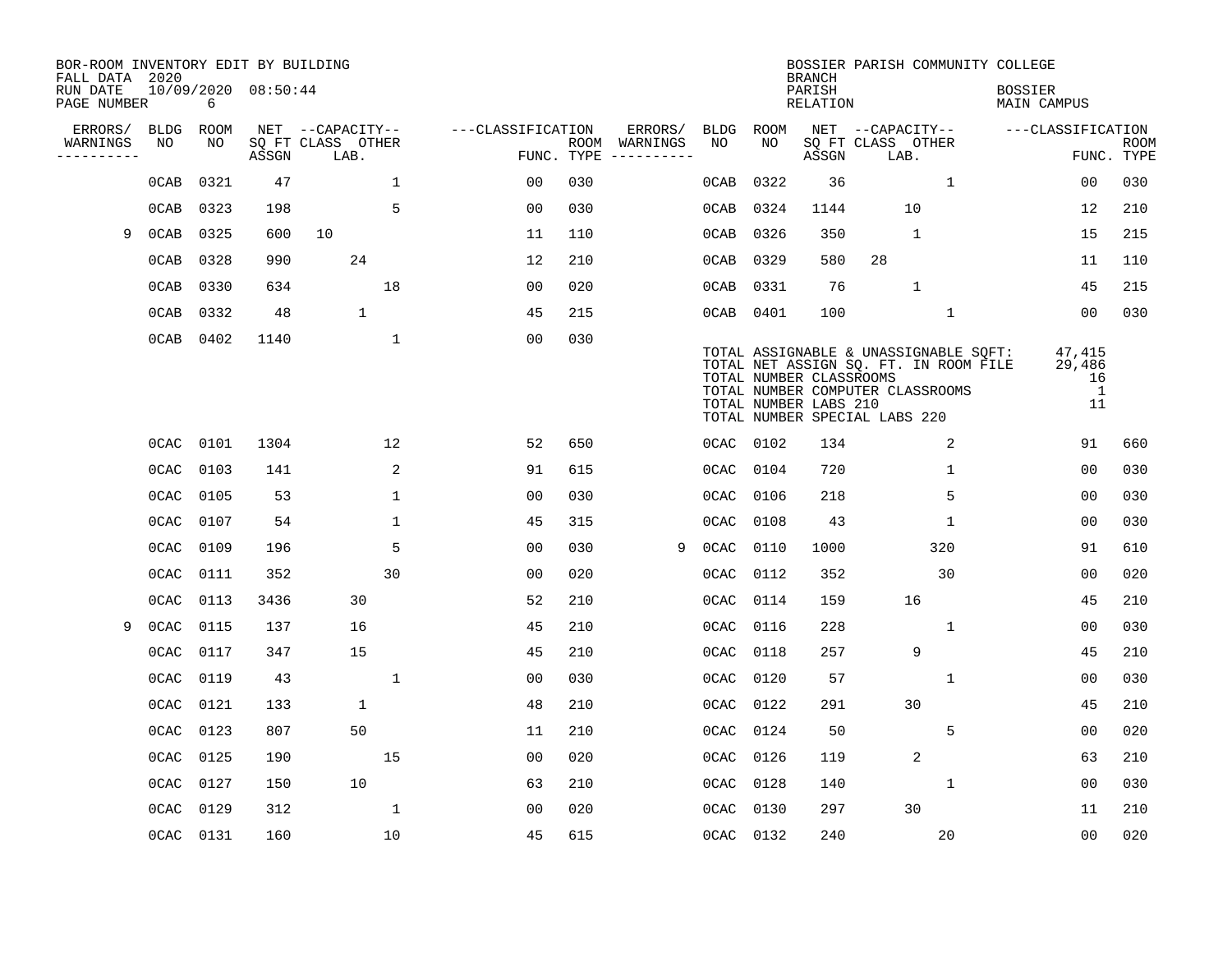BOR-ROOM INVENTORY EDIT BY BUILDING
FALL DATA 2020
RUN DATE 10/09/2020 08:50:44

BOSSIER PARISH COMMUNITY COLLEGE
BRANCH
PARISH BOSSIER
RELATION MAIN CAMPUS

| ERRORS/ WARNINGS | BLDG NO | ROOM NO | NET SQ FT ASSGN | CAPACITY CLASS | CAPACITY LAB | CAPACITY OTHER | CLASSIFICATION FUNC. | ROOM TYPE | ERRORS/ WARNINGS | BLDG NO | ROOM NO | NET SQ FT ASSGN | CAPACITY CLASS | CAPACITY LAB | CAPACITY OTHER | CLASSIFICATION FUNC. | ROOM TYPE |
|---|---|---|---|---|---|---|---|---|---|---|---|---|---|---|---|---|---|
| | 0CAB | 0321 | 47 | | | 1 | 00 | 030 | | 0CAB | 0322 | 36 | | | 1 | 00 | 030 |
| | 0CAB | 0323 | 198 | | | 5 | 00 | 030 | | 0CAB | 0324 | 1144 | | 10 | | 12 | 210 |
| 9 | 0CAB | 0325 | 600 | 10 | | | 11 | 110 | | 0CAB | 0326 | 350 | | 1 | | 15 | 215 |
| | 0CAB | 0328 | 990 | | 24 | | 12 | 210 | | 0CAB | 0329 | 580 | 28 | | | 11 | 110 |
| | 0CAB | 0330 | 634 | | | 18 | 00 | 020 | | 0CAB | 0331 | 76 | | 1 | | 45 | 215 |
| | 0CAB | 0332 | 48 | | 1 | | 45 | 215 | | 0CAB | 0401 | 100 | | | 1 | 00 | 030 |
| | 0CAB | 0402 | 1140 | | | 1 | 00 | 030 | | | | | | | | | |

TOTAL ASSIGNABLE & UNASSIGNABLE SQFT: 47,415
TOTAL NET ASSIGN SQ. FT. IN ROOM FILE 29,486
TOTAL NUMBER CLASSROOMS 16
TOTAL NUMBER COMPUTER CLASSROOMS 1
TOTAL NUMBER LABS 210 11
TOTAL NUMBER SPECIAL LABS 220

| ERRORS/ WARNINGS | BLDG NO | ROOM NO | NET SQ FT ASSGN | CAPACITY CLASS | CAPACITY LAB | CAPACITY OTHER | CLASSIFICATION FUNC. | ROOM TYPE | ERRORS/ WARNINGS | BLDG NO | ROOM NO | NET SQ FT ASSGN | CAPACITY CLASS | CAPACITY LAB | CAPACITY OTHER | CLASSIFICATION FUNC. | ROOM TYPE |
|---|---|---|---|---|---|---|---|---|---|---|---|---|---|---|---|---|---|
| | 0CAC | 0101 | 1304 | | | 12 | 52 | 650 | | 0CAC | 0102 | 134 | | | 2 | 91 | 660 |
| | 0CAC | 0103 | 141 | | | 2 | 91 | 615 | | 0CAC | 0104 | 720 | | | 1 | 00 | 030 |
| | 0CAC | 0105 | 53 | | | 1 | 00 | 030 | | 0CAC | 0106 | 218 | | | 5 | 00 | 030 |
| | 0CAC | 0107 | 54 | | | 1 | 45 | 315 | | 0CAC | 0108 | 43 | | | 1 | 00 | 030 |
| | 0CAC | 0109 | 196 | | | 5 | 00 | 030 | 9 | 0CAC | 0110 | 1000 | | | 320 | 91 | 610 |
| | 0CAC | 0111 | 352 | | | 30 | 00 | 020 | | 0CAC | 0112 | 352 | | | 30 | 00 | 020 |
| | 0CAC | 0113 | 3436 | | 30 | | 52 | 210 | | 0CAC | 0114 | 159 | | 16 | | 45 | 210 |
| 9 | 0CAC | 0115 | 137 | | 16 | | 45 | 210 | | 0CAC | 0116 | 228 | | | 1 | 00 | 030 |
| | 0CAC | 0117 | 347 | | 15 | | 45 | 210 | | 0CAC | 0118 | 257 | | 9 | | 45 | 210 |
| | 0CAC | 0119 | 43 | | | 1 | 00 | 030 | | 0CAC | 0120 | 57 | | | 1 | 00 | 030 |
| | 0CAC | 0121 | 133 | | 1 | | 48 | 210 | | 0CAC | 0122 | 291 | | 30 | | 45 | 210 |
| | 0CAC | 0123 | 807 | | 50 | | 11 | 210 | | 0CAC | 0124 | 50 | | | 5 | 00 | 020 |
| | 0CAC | 0125 | 190 | | | 15 | 00 | 020 | | 0CAC | 0126 | 119 | | 2 | | 63 | 210 |
| | 0CAC | 0127 | 150 | | 10 | | 63 | 210 | | 0CAC | 0128 | 140 | | | 1 | 00 | 030 |
| | 0CAC | 0129 | 312 | | | 1 | 00 | 020 | | 0CAC | 0130 | 297 | | 30 | | 11 | 210 |
| | 0CAC | 0131 | 160 | | | 10 | 45 | 615 | | 0CAC | 0132 | 240 | | | 20 | 00 | 020 |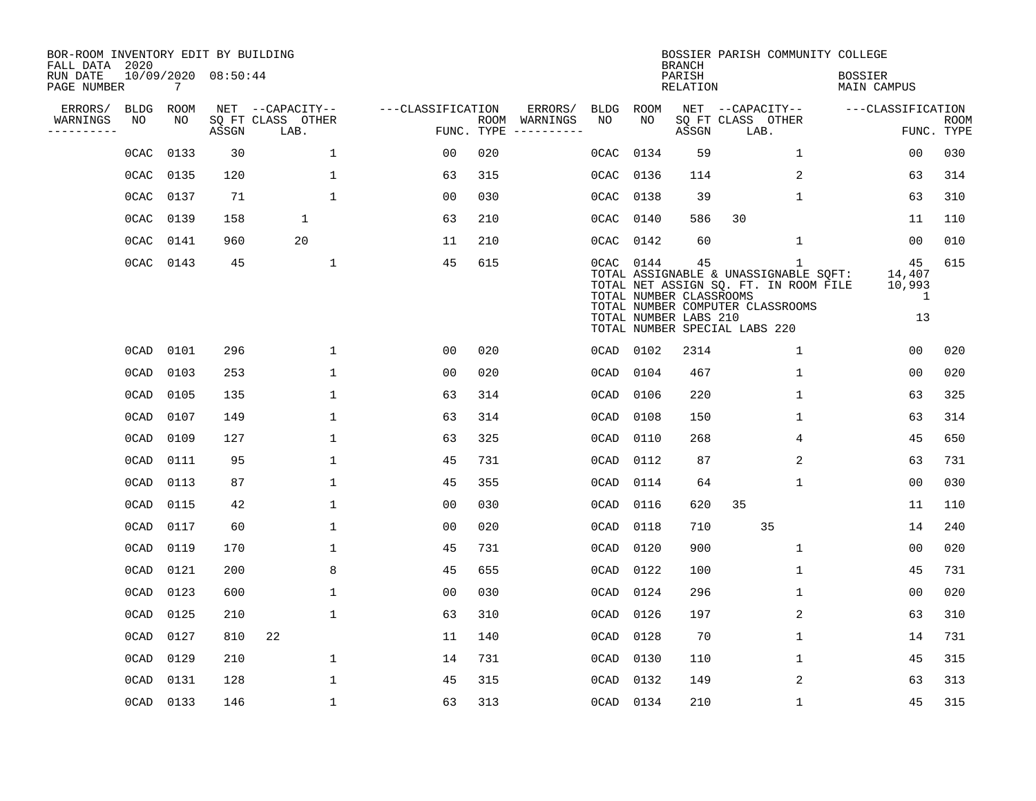BOR-ROOM INVENTORY EDIT BY BUILDING
FALL DATA 2020
RUN DATE 10/09/2020 08:50:44

BOSSIER PARISH COMMUNITY COLLEGE
BRANCH
PARISH BOSSIER
RELATION MAIN CAMPUS

| ERRORS/ WARNINGS | BLDG NO | ROOM NO | NET SQ FT ASSGN | CAPACITY CLASS LAB. | CAPACITY OTHER | CLASSIFICATION FUNC. | ROOM TYPE | ERRORS/ WARNINGS | BLDG NO | ROOM NO | NET SQ FT ASSGN | CAPACITY CLASS LAB. | CAPACITY OTHER | CLASSIFICATION FUNC. | ROOM TYPE |
|---|---|---|---|---|---|---|---|---|---|---|---|---|---|---|---|
| | 0CAC | 0133 | 30 | | 1 | 00 | 020 | | 0CAC | 0134 | 59 | | 1 | 00 | 030 |
| | 0CAC | 0135 | 120 | | 1 | 63 | 315 | | 0CAC | 0136 | 114 | | 2 | 63 | 314 |
| | 0CAC | 0137 | 71 | | 1 | 00 | 030 | | 0CAC | 0138 | 39 | | 1 | 63 | 310 |
| | 0CAC | 0139 | 158 | 1 | | 63 | 210 | | 0CAC | 0140 | 586 | 30 | | 11 | 110 |
| | 0CAC | 0141 | 960 | 20 | | 11 | 210 | | 0CAC | 0142 | 60 | | 1 | 00 | 010 |
| | 0CAC | 0143 | 45 | | 1 | 45 | 615 | | 0CAC | 0144 | 45 | | 1 | 45 | 615 |

TOTAL ASSIGNABLE & UNASSIGNABLE SQFT: 14,407
TOTAL NET ASSIGN SQ. FT. IN ROOM FILE 10,993
TOTAL NUMBER CLASSROOMS 1
TOTAL NUMBER COMPUTER CLASSROOMS
TOTAL NUMBER LABS 210 13
TOTAL NUMBER SPECIAL LABS 220

| ERRORS/ WARNINGS | BLDG NO | ROOM NO | NET SQ FT ASSGN | CAPACITY CLASS LAB. | CAPACITY OTHER | CLASSIFICATION FUNC. | ROOM TYPE | ERRORS/ WARNINGS | BLDG NO | ROOM NO | NET SQ FT ASSGN | CAPACITY CLASS LAB. | CAPACITY OTHER | CLASSIFICATION FUNC. | ROOM TYPE |
|---|---|---|---|---|---|---|---|---|---|---|---|---|---|---|---|
| | 0CAD | 0101 | 296 | | 1 | 00 | 020 | | 0CAD | 0102 | 2314 | | 1 | 00 | 020 |
| | 0CAD | 0103 | 253 | | 1 | 00 | 020 | | 0CAD | 0104 | 467 | | 1 | 00 | 020 |
| | 0CAD | 0105 | 135 | | 1 | 63 | 314 | | 0CAD | 0106 | 220 | | 1 | 63 | 325 |
| | 0CAD | 0107 | 149 | | 1 | 63 | 314 | | 0CAD | 0108 | 150 | | 1 | 63 | 314 |
| | 0CAD | 0109 | 127 | | 1 | 63 | 325 | | 0CAD | 0110 | 268 | | 4 | 45 | 650 |
| | 0CAD | 0111 | 95 | | 1 | 45 | 731 | | 0CAD | 0112 | 87 | | 2 | 63 | 731 |
| | 0CAD | 0113 | 87 | | 1 | 45 | 355 | | 0CAD | 0114 | 64 | | 1 | 00 | 030 |
| | 0CAD | 0115 | 42 | | 1 | 00 | 030 | | 0CAD | 0116 | 620 | 35 | | 11 | 110 |
| | 0CAD | 0117 | 60 | | 1 | 00 | 020 | | 0CAD | 0118 | 710 | 35 | | 14 | 240 |
| | 0CAD | 0119 | 170 | | 1 | 45 | 731 | | 0CAD | 0120 | 900 | | 1 | 00 | 020 |
| | 0CAD | 0121 | 200 | | 8 | 45 | 655 | | 0CAD | 0122 | 100 | | 1 | 45 | 731 |
| | 0CAD | 0123 | 600 | | 1 | 00 | 030 | | 0CAD | 0124 | 296 | | 1 | 00 | 020 |
| | 0CAD | 0125 | 210 | | 1 | 63 | 310 | | 0CAD | 0126 | 197 | | 2 | 63 | 310 |
| | 0CAD | 0127 | 810 | 22 | | 11 | 140 | | 0CAD | 0128 | 70 | | 1 | 14 | 731 |
| | 0CAD | 0129 | 210 | | 1 | 14 | 731 | | 0CAD | 0130 | 110 | | 1 | 45 | 315 |
| | 0CAD | 0131 | 128 | | 1 | 45 | 315 | | 0CAD | 0132 | 149 | | 2 | 63 | 313 |
| | 0CAD | 0133 | 146 | | 1 | 63 | 313 | | 0CAD | 0134 | 210 | | 1 | 45 | 315 |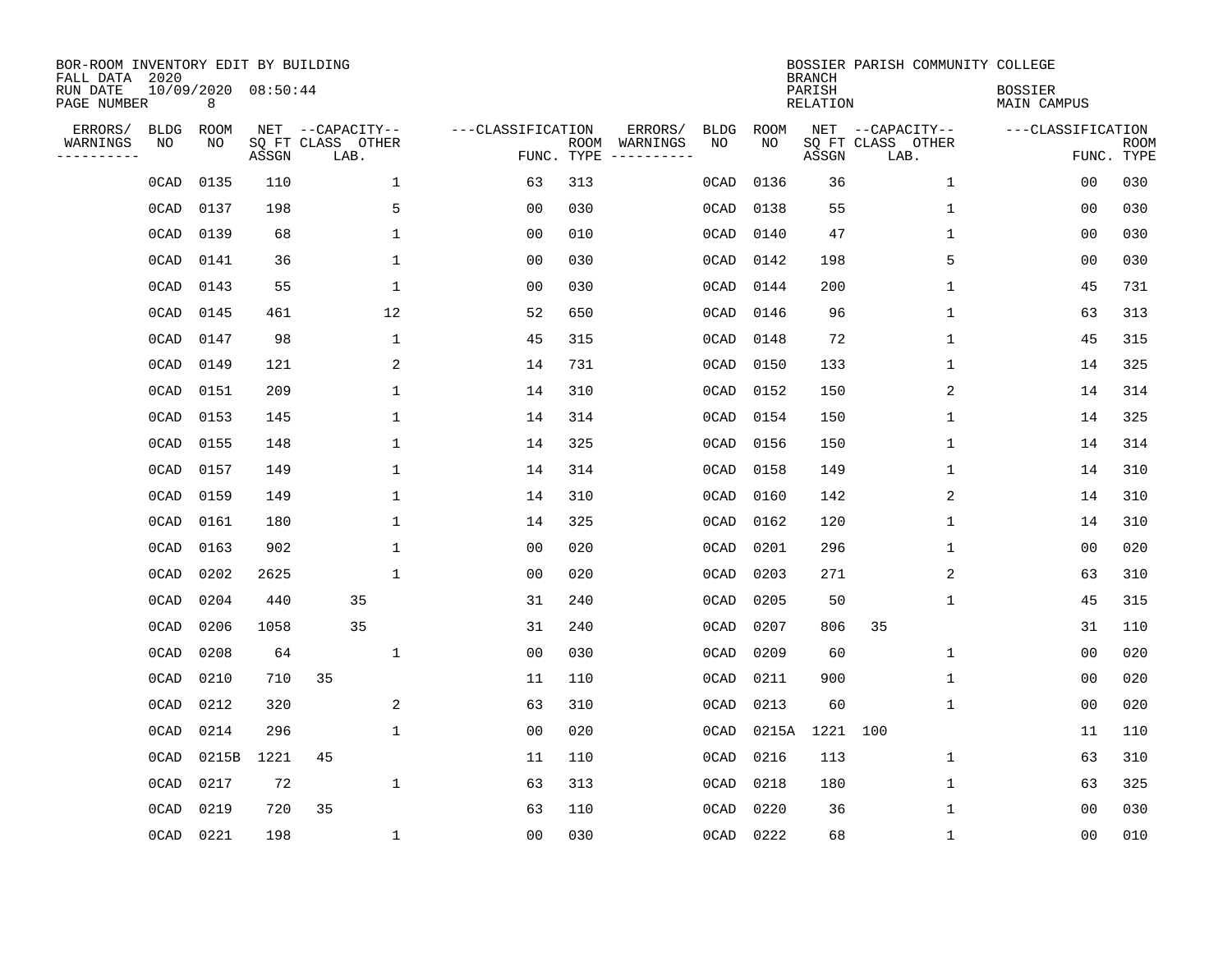BOR-ROOM INVENTORY EDIT BY BUILDING
FALL DATA 2020
RUN DATE 10/09/2020 08:50:44
PAGE NUMBER 8

BOSSIER PARISH COMMUNITY COLLEGE
BRANCH
PARISH BOSSIER
RELATION MAIN CAMPUS

| ERRORS/ WARNINGS | BLDG NO | ROOM NO | NET SQ FT ASSGN | CAPACITY CLASS LAB. | CAPACITY OTHER | CLASSIFICATION FUNC. | ROOM TYPE | ERRORS/ WARNINGS | BLDG NO | ROOM NO | NET SQ FT ASSGN | CAPACITY CLASS LAB. | CAPACITY OTHER | CLASSIFICATION FUNC. | ROOM TYPE |
|---|---|---|---|---|---|---|---|---|---|---|---|---|---|---|---|
| | 0CAD | 0135 | 110 | | 1 | 63 | 313 | | 0CAD | 0136 | 36 | | 1 | 00 | 030 |
| | 0CAD | 0137 | 198 | | 5 | 00 | 030 | | 0CAD | 0138 | 55 | | 1 | 00 | 030 |
| | 0CAD | 0139 | 68 | | 1 | 00 | 010 | | 0CAD | 0140 | 47 | | 1 | 00 | 030 |
| | 0CAD | 0141 | 36 | | 1 | 00 | 030 | | 0CAD | 0142 | 198 | | 5 | 00 | 030 |
| | 0CAD | 0143 | 55 | | 1 | 00 | 030 | | 0CAD | 0144 | 200 | | 1 | 45 | 731 |
| | 0CAD | 0145 | 461 | | 12 | 52 | 650 | | 0CAD | 0146 | 96 | | 1 | 63 | 313 |
| | 0CAD | 0147 | 98 | | 1 | 45 | 315 | | 0CAD | 0148 | 72 | | 1 | 45 | 315 |
| | 0CAD | 0149 | 121 | | 2 | 14 | 731 | | 0CAD | 0150 | 133 | | 1 | 14 | 325 |
| | 0CAD | 0151 | 209 | | 1 | 14 | 310 | | 0CAD | 0152 | 150 | | 2 | 14 | 314 |
| | 0CAD | 0153 | 145 | | 1 | 14 | 314 | | 0CAD | 0154 | 150 | | 1 | 14 | 325 |
| | 0CAD | 0155 | 148 | | 1 | 14 | 325 | | 0CAD | 0156 | 150 | | 1 | 14 | 314 |
| | 0CAD | 0157 | 149 | | 1 | 14 | 314 | | 0CAD | 0158 | 149 | | 1 | 14 | 310 |
| | 0CAD | 0159 | 149 | | 1 | 14 | 310 | | 0CAD | 0160 | 142 | | 2 | 14 | 310 |
| | 0CAD | 0161 | 180 | | 1 | 14 | 325 | | 0CAD | 0162 | 120 | | 1 | 14 | 310 |
| | 0CAD | 0163 | 902 | | 1 | 00 | 020 | | 0CAD | 0201 | 296 | | 1 | 00 | 020 |
| | 0CAD | 0202 | 2625 | | 1 | 00 | 020 | | 0CAD | 0203 | 271 | | 2 | 63 | 310 |
| | 0CAD | 0204 | 440 | 35 | | 31 | 240 | | 0CAD | 0205 | 50 | | 1 | 45 | 315 |
| | 0CAD | 0206 | 1058 | 35 | | 31 | 240 | | 0CAD | 0207 | 806 | 35 | | 31 | 110 |
| | 0CAD | 0208 | 64 | | 1 | 00 | 030 | | 0CAD | 0209 | 60 | | 1 | 00 | 020 |
| | 0CAD | 0210 | 710 | 35 | | 11 | 110 | | 0CAD | 0211 | 900 | | 1 | 00 | 020 |
| | 0CAD | 0212 | 320 | | 2 | 63 | 310 | | 0CAD | 0213 | 60 | | 1 | 00 | 020 |
| | 0CAD | 0214 | 296 | | 1 | 00 | 020 | | 0CAD | 0215A | 1221 | 100 | | 11 | 110 |
| | 0CAD | 0215B | 1221 | 45 | | 11 | 110 | | 0CAD | 0216 | 113 | | 1 | 63 | 310 |
| | 0CAD | 0217 | 72 | | 1 | 63 | 313 | | 0CAD | 0218 | 180 | | 1 | 63 | 325 |
| | 0CAD | 0219 | 720 | 35 | | 63 | 110 | | 0CAD | 0220 | 36 | | 1 | 00 | 030 |
| | 0CAD | 0221 | 198 | | 1 | 00 | 030 | | 0CAD | 0222 | 68 | | 1 | 00 | 010 |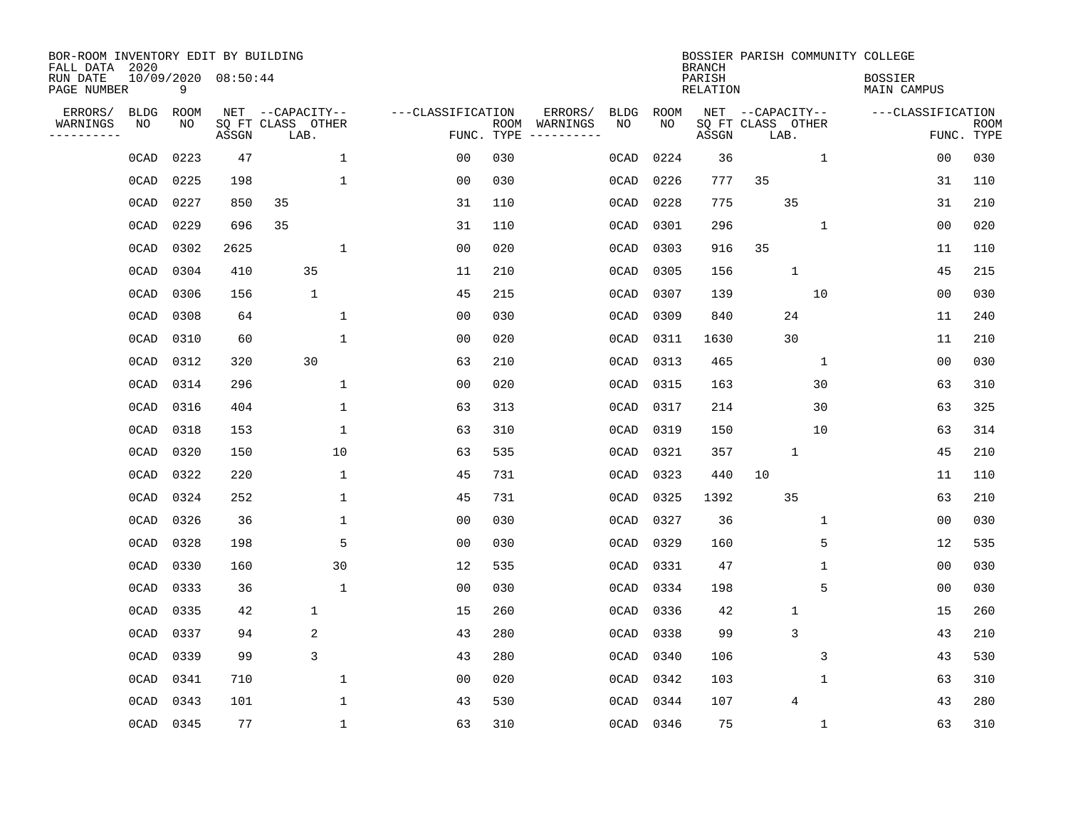BOR-ROOM INVENTORY EDIT BY BUILDING
FALL DATA 2020
RUN DATE 10/09/2020 08:50:44
PAGE NUMBER 9

BOSSIER PARISH COMMUNITY COLLEGE
BRANCH
PARISH BOSSIER
RELATION MAIN CAMPUS

| ERRORS/ WARNINGS | BLDG NO | ROOM NO | NET SQ FT ASSGN | CAPACITY CLASS | CAPACITY LAB. | CAPACITY OTHER | CLASSIFICATION FUNC. | ROOM TYPE | ERRORS/ WARNINGS | BLDG NO | ROOM NO | NET SQ FT ASSGN | CAPACITY CLASS | CAPACITY LAB. | CAPACITY OTHER | CLASSIFICATION FUNC. | ROOM TYPE |
|---|---|---|---|---|---|---|---|---|---|---|---|---|---|---|---|---|---|
| | 0CAD | 0223 | 47 | | | 1 | 00 | 030 | | 0CAD | 0224 | 36 | | | 1 | 00 | 030 |
| | 0CAD | 0225 | 198 | | | 1 | 00 | 030 | | 0CAD | 0226 | 777 | 35 | | | 31 | 110 |
| | 0CAD | 0227 | 850 | 35 | | | 31 | 110 | | 0CAD | 0228 | 775 | | 35 | | 31 | 210 |
| | 0CAD | 0229 | 696 | 35 | | | 31 | 110 | | 0CAD | 0301 | 296 | | | 1 | 00 | 020 |
| | 0CAD | 0302 | 2625 | | | 1 | 00 | 020 | | 0CAD | 0303 | 916 | 35 | | | 11 | 110 |
| | 0CAD | 0304 | 410 | | 35 | | 11 | 210 | | 0CAD | 0305 | 156 | | 1 | | 45 | 215 |
| | 0CAD | 0306 | 156 | | 1 | | 45 | 215 | | 0CAD | 0307 | 139 | | | 10 | 00 | 030 |
| | 0CAD | 0308 | 64 | | | 1 | 00 | 030 | | 0CAD | 0309 | 840 | | 24 | | 11 | 240 |
| | 0CAD | 0310 | 60 | | | 1 | 00 | 020 | | 0CAD | 0311 | 1630 | | 30 | | 11 | 210 |
| | 0CAD | 0312 | 320 | | 30 | | 63 | 210 | | 0CAD | 0313 | 465 | | | 1 | 00 | 030 |
| | 0CAD | 0314 | 296 | | | 1 | 00 | 020 | | 0CAD | 0315 | 163 | | | 30 | 63 | 310 |
| | 0CAD | 0316 | 404 | | | 1 | 63 | 313 | | 0CAD | 0317 | 214 | | | 30 | 63 | 325 |
| | 0CAD | 0318 | 153 | | | 1 | 63 | 310 | | 0CAD | 0319 | 150 | | | 10 | 63 | 314 |
| | 0CAD | 0320 | 150 | | | 10 | 63 | 535 | | 0CAD | 0321 | 357 | | 1 | | 45 | 210 |
| | 0CAD | 0322 | 220 | | | 1 | 45 | 731 | | 0CAD | 0323 | 440 | 10 | | | 11 | 110 |
| | 0CAD | 0324 | 252 | | | 1 | 45 | 731 | | 0CAD | 0325 | 1392 | | 35 | | 63 | 210 |
| | 0CAD | 0326 | 36 | | | 1 | 00 | 030 | | 0CAD | 0327 | 36 | | | 1 | 00 | 030 |
| | 0CAD | 0328 | 198 | | | 5 | 00 | 030 | | 0CAD | 0329 | 160 | | | 5 | 12 | 535 |
| | 0CAD | 0330 | 160 | | | 30 | 12 | 535 | | 0CAD | 0331 | 47 | | | 1 | 00 | 030 |
| | 0CAD | 0333 | 36 | | | 1 | 00 | 030 | | 0CAD | 0334 | 198 | | | 5 | 00 | 030 |
| | 0CAD | 0335 | 42 | | 1 | | 15 | 260 | | 0CAD | 0336 | 42 | | 1 | | 15 | 260 |
| | 0CAD | 0337 | 94 | | 2 | | 43 | 280 | | 0CAD | 0338 | 99 | | 3 | | 43 | 210 |
| | 0CAD | 0339 | 99 | | 3 | | 43 | 280 | | 0CAD | 0340 | 106 | | | 3 | 43 | 530 |
| | 0CAD | 0341 | 710 | | | 1 | 00 | 020 | | 0CAD | 0342 | 103 | | | 1 | 63 | 310 |
| | 0CAD | 0343 | 101 | | | 1 | 43 | 530 | | 0CAD | 0344 | 107 | | 4 | | 43 | 280 |
| | 0CAD | 0345 | 77 | | | 1 | 63 | 310 | | 0CAD | 0346 | 75 | | | 1 | 63 | 310 |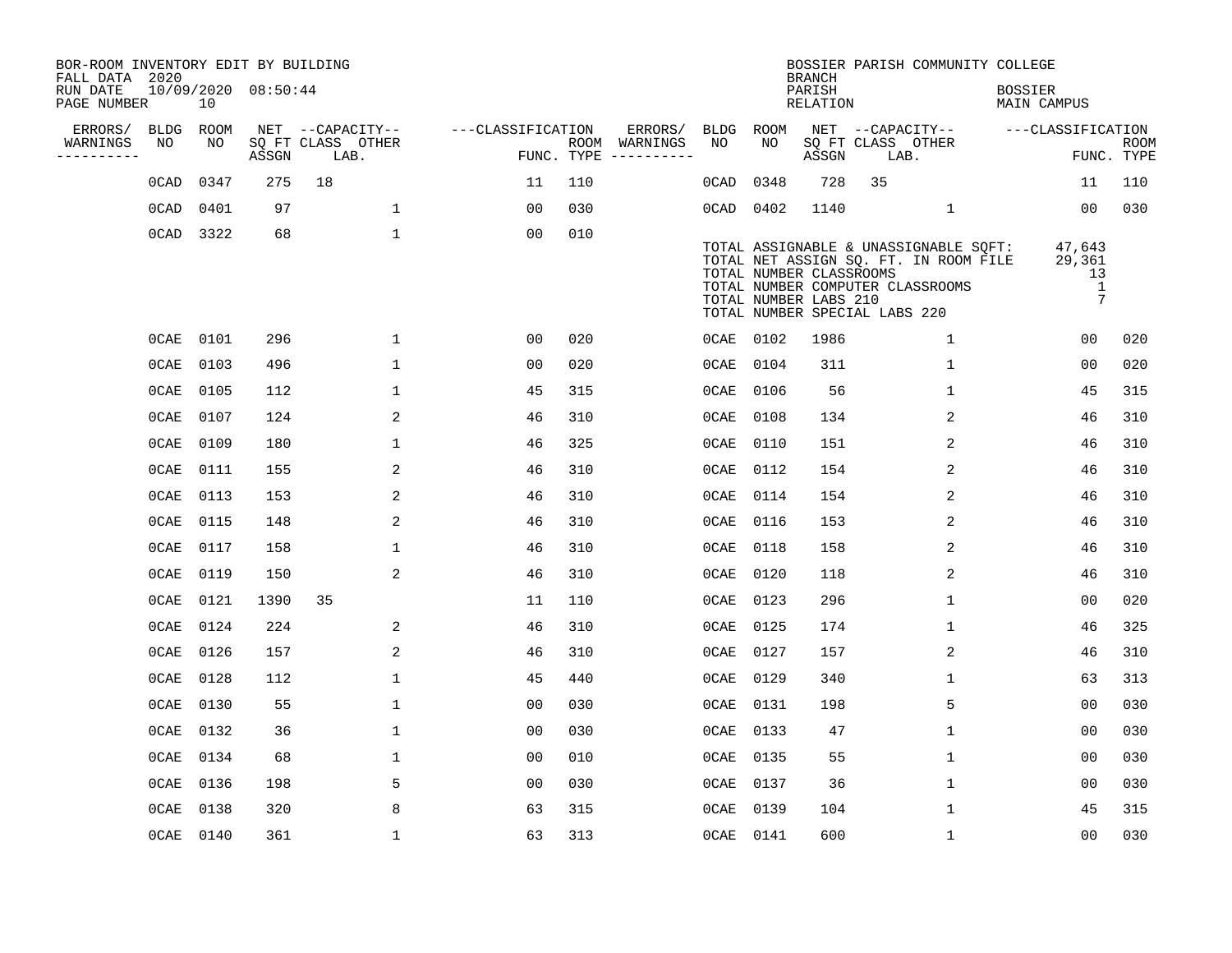BOR-ROOM INVENTORY EDIT BY BUILDING
FALL DATA 2020
RUN DATE 10/09/2020 08:50:44

BOSSIER PARISH COMMUNITY COLLEGE
BRANCH
PARISH: BOSSIER
RELATION: MAIN CAMPUS

| ERRORS/ WARNINGS | BLDG NO | ROOM NO | NET SQ FT ASSGN | CAPACITY CLASS LAB. | CAPACITY OTHER | CLASSIFICATION FUNC. | ROOM TYPE | ERRORS/ WARNINGS | BLDG NO | ROOM NO | NET SQ FT ASSGN | CAPACITY CLASS LAB. | CAPACITY OTHER | CLASSIFICATION FUNC. | ROOM TYPE |
|---|---|---|---|---|---|---|---|---|---|---|---|---|---|---|---|
| | 0CAD | 0347 | 275 | 18 | | 11 | 110 | | 0CAD | 0348 | 728 | 35 | | 11 | 110 |
| | 0CAD | 0401 | 97 | | 1 | 00 | 030 | | 0CAD | 0402 | 1140 | | 1 | 00 | 030 |
| | 0CAD | 3322 | 68 | | 1 | 00 | 010 | | | | | | | | |

TOTAL ASSIGNABLE & UNASSIGNABLE SQFT: 47,643
TOTAL NET ASSIGN SQ. FT. IN ROOM FILE 29,361
TOTAL NUMBER CLASSROOMS 13
TOTAL NUMBER COMPUTER CLASSROOMS 1
TOTAL NUMBER LABS 210 7
TOTAL NUMBER SPECIAL LABS 220

| ERRORS/ WARNINGS | BLDG NO | ROOM NO | NET SQ FT ASSGN | CAPACITY CLASS LAB. | CAPACITY OTHER | CLASSIFICATION FUNC. | ROOM TYPE | ERRORS/ WARNINGS | BLDG NO | ROOM NO | NET SQ FT ASSGN | CAPACITY CLASS LAB. | CAPACITY OTHER | CLASSIFICATION FUNC. | ROOM TYPE |
|---|---|---|---|---|---|---|---|---|---|---|---|---|---|---|---|
| | 0CAE | 0101 | 296 | | 1 | 00 | 020 | | 0CAE | 0102 | 1986 | | 1 | 00 | 020 |
| | 0CAE | 0103 | 496 | | 1 | 00 | 020 | | 0CAE | 0104 | 311 | | 1 | 00 | 020 |
| | 0CAE | 0105 | 112 | | 1 | 45 | 315 | | 0CAE | 0106 | 56 | | 1 | 45 | 315 |
| | 0CAE | 0107 | 124 | | 2 | 46 | 310 | | 0CAE | 0108 | 134 | | 2 | 46 | 310 |
| | 0CAE | 0109 | 180 | | 1 | 46 | 325 | | 0CAE | 0110 | 151 | | 2 | 46 | 310 |
| | 0CAE | 0111 | 155 | | 2 | 46 | 310 | | 0CAE | 0112 | 154 | | 2 | 46 | 310 |
| | 0CAE | 0113 | 153 | | 2 | 46 | 310 | | 0CAE | 0114 | 154 | | 2 | 46 | 310 |
| | 0CAE | 0115 | 148 | | 2 | 46 | 310 | | 0CAE | 0116 | 153 | | 2 | 46 | 310 |
| | 0CAE | 0117 | 158 | | 1 | 46 | 310 | | 0CAE | 0118 | 158 | | 2 | 46 | 310 |
| | 0CAE | 0119 | 150 | | 2 | 46 | 310 | | 0CAE | 0120 | 118 | | 2 | 46 | 310 |
| | 0CAE | 0121 | 1390 | 35 | | 11 | 110 | | 0CAE | 0123 | 296 | | 1 | 00 | 020 |
| | 0CAE | 0124 | 224 | | 2 | 46 | 310 | | 0CAE | 0125 | 174 | | 1 | 46 | 325 |
| | 0CAE | 0126 | 157 | | 2 | 46 | 310 | | 0CAE | 0127 | 157 | | 2 | 46 | 310 |
| | 0CAE | 0128 | 112 | | 1 | 45 | 440 | | 0CAE | 0129 | 340 | | 1 | 63 | 313 |
| | 0CAE | 0130 | 55 | | 1 | 00 | 030 | | 0CAE | 0131 | 198 | | 5 | 00 | 030 |
| | 0CAE | 0132 | 36 | | 1 | 00 | 030 | | 0CAE | 0133 | 47 | | 1 | 00 | 030 |
| | 0CAE | 0134 | 68 | | 1 | 00 | 010 | | 0CAE | 0135 | 55 | | 1 | 00 | 030 |
| | 0CAE | 0136 | 198 | | 5 | 00 | 030 | | 0CAE | 0137 | 36 | | 1 | 00 | 030 |
| | 0CAE | 0138 | 320 | | 8 | 63 | 315 | | 0CAE | 0139 | 104 | | 1 | 45 | 315 |
| | 0CAE | 0140 | 361 | | 1 | 63 | 313 | | 0CAE | 0141 | 600 | | 1 | 00 | 030 |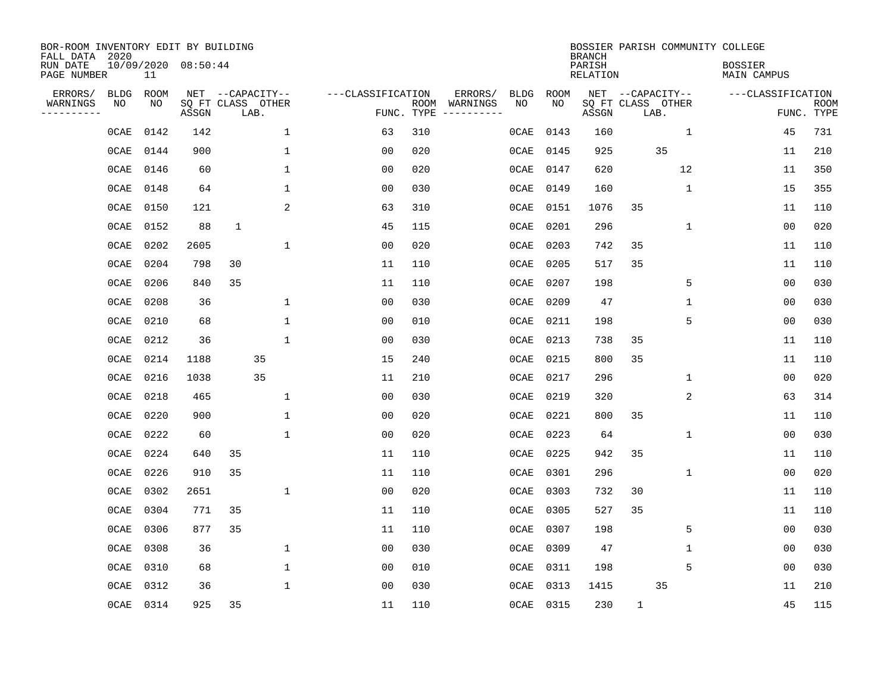BOR-ROOM INVENTORY EDIT BY BUILDING
FALL DATA 2020
RUN DATE 10/09/2020 08:50:44
PAGE NUMBER 11

BOSSIER PARISH COMMUNITY COLLEGE
BRANCH
PARISH RELATION
BOSSIER
MAIN CAMPUS

| ERRORS/ WARNINGS | BLDG NO | ROOM NO | NET SQ FT ASSGN | CAPACITY CLASS | CAPACITY LAB. | CAPACITY OTHER | FUNC. | ROOM TYPE | ERRORS/ WARNINGS | BLDG NO | ROOM NO | NET SQ FT ASSGN | CAPACITY CLASS | CAPACITY LAB. | CAPACITY OTHER | FUNC. | ROOM TYPE |
|---|---|---|---|---|---|---|---|---|---|---|---|---|---|---|---|---|---|
| | 0CAE | 0142 | 142 | | | 1 | 63 | 310 | | 0CAE | 0143 | 160 | | | 1 | 45 | 731 |
| | 0CAE | 0144 | 900 | | | 1 | 00 | 020 | | 0CAE | 0145 | 925 | | 35 | | 11 | 210 |
| | 0CAE | 0146 | 60 | | | 1 | 00 | 020 | | 0CAE | 0147 | 620 | | | 12 | 11 | 350 |
| | 0CAE | 0148 | 64 | | | 1 | 00 | 030 | | 0CAE | 0149 | 160 | | | 1 | 15 | 355 |
| | 0CAE | 0150 | 121 | | | 2 | 63 | 310 | | 0CAE | 0151 | 1076 | 35 | | | 11 | 110 |
| | 0CAE | 0152 | 88 | 1 | | | 45 | 115 | | 0CAE | 0201 | 296 | | | 1 | 00 | 020 |
| | 0CAE | 0202 | 2605 | | | 1 | 00 | 020 | | 0CAE | 0203 | 742 | 35 | | | 11 | 110 |
| | 0CAE | 0204 | 798 | 30 | | | 11 | 110 | | 0CAE | 0205 | 517 | 35 | | | 11 | 110 |
| | 0CAE | 0206 | 840 | 35 | | | 11 | 110 | | 0CAE | 0207 | 198 | | | 5 | 00 | 030 |
| | 0CAE | 0208 | 36 | | | 1 | 00 | 030 | | 0CAE | 0209 | 47 | | | 1 | 00 | 030 |
| | 0CAE | 0210 | 68 | | | 1 | 00 | 010 | | 0CAE | 0211 | 198 | | | 5 | 00 | 030 |
| | 0CAE | 0212 | 36 | | | 1 | 00 | 030 | | 0CAE | 0213 | 738 | 35 | | | 11 | 110 |
| | 0CAE | 0214 | 1188 | | 35 | | 15 | 240 | | 0CAE | 0215 | 800 | 35 | | | 11 | 110 |
| | 0CAE | 0216 | 1038 | | 35 | | 11 | 210 | | 0CAE | 0217 | 296 | | | 1 | 00 | 020 |
| | 0CAE | 0218 | 465 | | | 1 | 00 | 030 | | 0CAE | 0219 | 320 | | | 2 | 63 | 314 |
| | 0CAE | 0220 | 900 | | | 1 | 00 | 020 | | 0CAE | 0221 | 800 | 35 | | | 11 | 110 |
| | 0CAE | 0222 | 60 | | | 1 | 00 | 020 | | 0CAE | 0223 | 64 | | | 1 | 00 | 030 |
| | 0CAE | 0224 | 640 | 35 | | | 11 | 110 | | 0CAE | 0225 | 942 | 35 | | | 11 | 110 |
| | 0CAE | 0226 | 910 | 35 | | | 11 | 110 | | 0CAE | 0301 | 296 | | | 1 | 00 | 020 |
| | 0CAE | 0302 | 2651 | | | 1 | 00 | 020 | | 0CAE | 0303 | 732 | 30 | | | 11 | 110 |
| | 0CAE | 0304 | 771 | 35 | | | 11 | 110 | | 0CAE | 0305 | 527 | 35 | | | 11 | 110 |
| | 0CAE | 0306 | 877 | 35 | | | 11 | 110 | | 0CAE | 0307 | 198 | | | 5 | 00 | 030 |
| | 0CAE | 0308 | 36 | | | 1 | 00 | 030 | | 0CAE | 0309 | 47 | | | 1 | 00 | 030 |
| | 0CAE | 0310 | 68 | | | 1 | 00 | 010 | | 0CAE | 0311 | 198 | | | 5 | 00 | 030 |
| | 0CAE | 0312 | 36 | | | 1 | 00 | 030 | | 0CAE | 0313 | 1415 | | 35 | | 11 | 210 |
| | 0CAE | 0314 | 925 | 35 | | | 11 | 110 | | 0CAE | 0315 | 230 | 1 | | | 45 | 115 |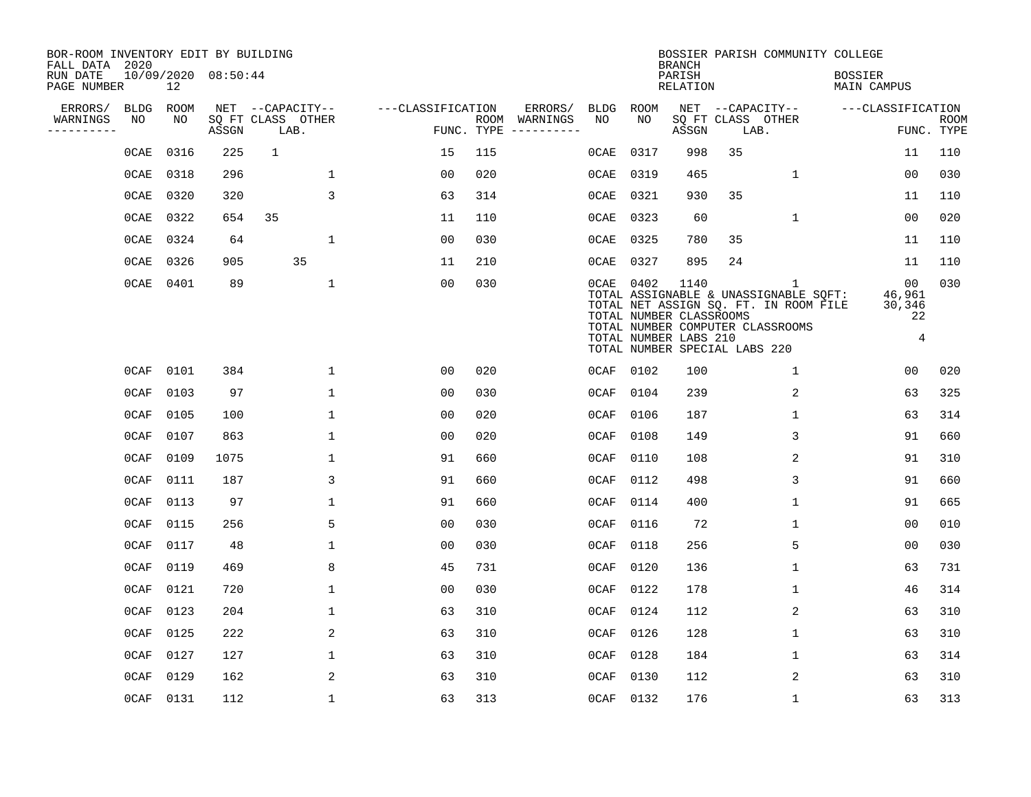BOR-ROOM INVENTORY EDIT BY BUILDING
FALL DATA 2020
RUN DATE 10/09/2020 08:50:44
PAGE NUMBER 12

BOSSIER PARISH COMMUNITY COLLEGE
BRANCH
PARISH BOSSIER
RELATION MAIN CAMPUS

| ERRORS/ WARNINGS | BLDG NO | ROOM NO | NET SQ FT ASSGN | CAPACITY CLASS | CAPACITY LAB. | CAPACITY OTHER | CLASSIFICATION FUNC. | ROOM TYPE | ERRORS/ WARNINGS | BLDG NO | ROOM NO | NET SQ FT ASSGN | CAPACITY CLASS | CAPACITY LAB. | CAPACITY OTHER | CLASSIFICATION FUNC. | ROOM TYPE |
|---|---|---|---|---|---|---|---|---|---|---|---|---|---|---|---|---|---|
| | 0CAE | 0316 | 225 | 1 | | | 15 | 115 | | 0CAE | 0317 | 998 | 35 | | | 11 | 110 |
| | 0CAE | 0318 | 296 | | | 1 | 00 | 020 | | 0CAE | 0319 | 465 | | | 1 | 00 | 030 |
| | 0CAE | 0320 | 320 | | | 3 | 63 | 314 | | 0CAE | 0321 | 930 | 35 | | | 11 | 110 |
| | 0CAE | 0322 | 654 | 35 | | | 11 | 110 | | 0CAE | 0323 | 60 | | | 1 | 00 | 020 |
| | 0CAE | 0324 | 64 | | | 1 | 00 | 030 | | 0CAE | 0325 | 780 | 35 | | | 11 | 110 |
| | 0CAE | 0326 | 905 | | 35 | | 11 | 210 | | 0CAE | 0327 | 895 | 24 | | | 11 | 110 |
| | 0CAE | 0401 | 89 | | | 1 | 00 | 030 | | 0CAE | 0402 | 1140 | | | 1 | 00 | 030 |

TOTAL ASSIGNABLE & UNASSIGNABLE SQFT: 46,961
TOTAL NET ASSIGN SQ. FT. IN ROOM FILE 30,346
TOTAL NUMBER CLASSROOMS 22
TOTAL NUMBER COMPUTER CLASSROOMS
TOTAL NUMBER LABS 210 4
TOTAL NUMBER SPECIAL LABS 220

| ERRORS/ WARNINGS | BLDG NO | ROOM NO | NET SQ FT ASSGN | CAPACITY CLASS | CAPACITY LAB. | CAPACITY OTHER | CLASSIFICATION FUNC. | ROOM TYPE | ERRORS/ WARNINGS | BLDG NO | ROOM NO | NET SQ FT ASSGN | CAPACITY CLASS | CAPACITY LAB. | CAPACITY OTHER | CLASSIFICATION FUNC. | ROOM TYPE |
|---|---|---|---|---|---|---|---|---|---|---|---|---|---|---|---|---|---|
| | 0CAF | 0101 | 384 | | | 1 | 00 | 020 | | 0CAF | 0102 | 100 | | | 1 | 00 | 020 |
| | 0CAF | 0103 | 97 | | | 1 | 00 | 030 | | 0CAF | 0104 | 239 | | | 2 | 63 | 325 |
| | 0CAF | 0105 | 100 | | | 1 | 00 | 020 | | 0CAF | 0106 | 187 | | | 1 | 63 | 314 |
| | 0CAF | 0107 | 863 | | | 1 | 00 | 020 | | 0CAF | 0108 | 149 | | | 3 | 91 | 660 |
| | 0CAF | 0109 | 1075 | | | 1 | 91 | 660 | | 0CAF | 0110 | 108 | | | 2 | 91 | 310 |
| | 0CAF | 0111 | 187 | | | 3 | 91 | 660 | | 0CAF | 0112 | 498 | | | 3 | 91 | 660 |
| | 0CAF | 0113 | 97 | | | 1 | 91 | 660 | | 0CAF | 0114 | 400 | | | 1 | 91 | 665 |
| | 0CAF | 0115 | 256 | | | 5 | 00 | 030 | | 0CAF | 0116 | 72 | | | 1 | 00 | 010 |
| | 0CAF | 0117 | 48 | | | 1 | 00 | 030 | | 0CAF | 0118 | 256 | | | 5 | 00 | 030 |
| | 0CAF | 0119 | 469 | | | 8 | 45 | 731 | | 0CAF | 0120 | 136 | | | 1 | 63 | 731 |
| | 0CAF | 0121 | 720 | | | 1 | 00 | 030 | | 0CAF | 0122 | 178 | | | 1 | 46 | 314 |
| | 0CAF | 0123 | 204 | | | 1 | 63 | 310 | | 0CAF | 0124 | 112 | | | 2 | 63 | 310 |
| | 0CAF | 0125 | 222 | | | 2 | 63 | 310 | | 0CAF | 0126 | 128 | | | 1 | 63 | 310 |
| | 0CAF | 0127 | 127 | | | 1 | 63 | 310 | | 0CAF | 0128 | 184 | | | 1 | 63 | 314 |
| | 0CAF | 0129 | 162 | | | 2 | 63 | 310 | | 0CAF | 0130 | 112 | | | 2 | 63 | 310 |
| | 0CAF | 0131 | 112 | | | 1 | 63 | 313 | | 0CAF | 0132 | 176 | | | 1 | 63 | 313 |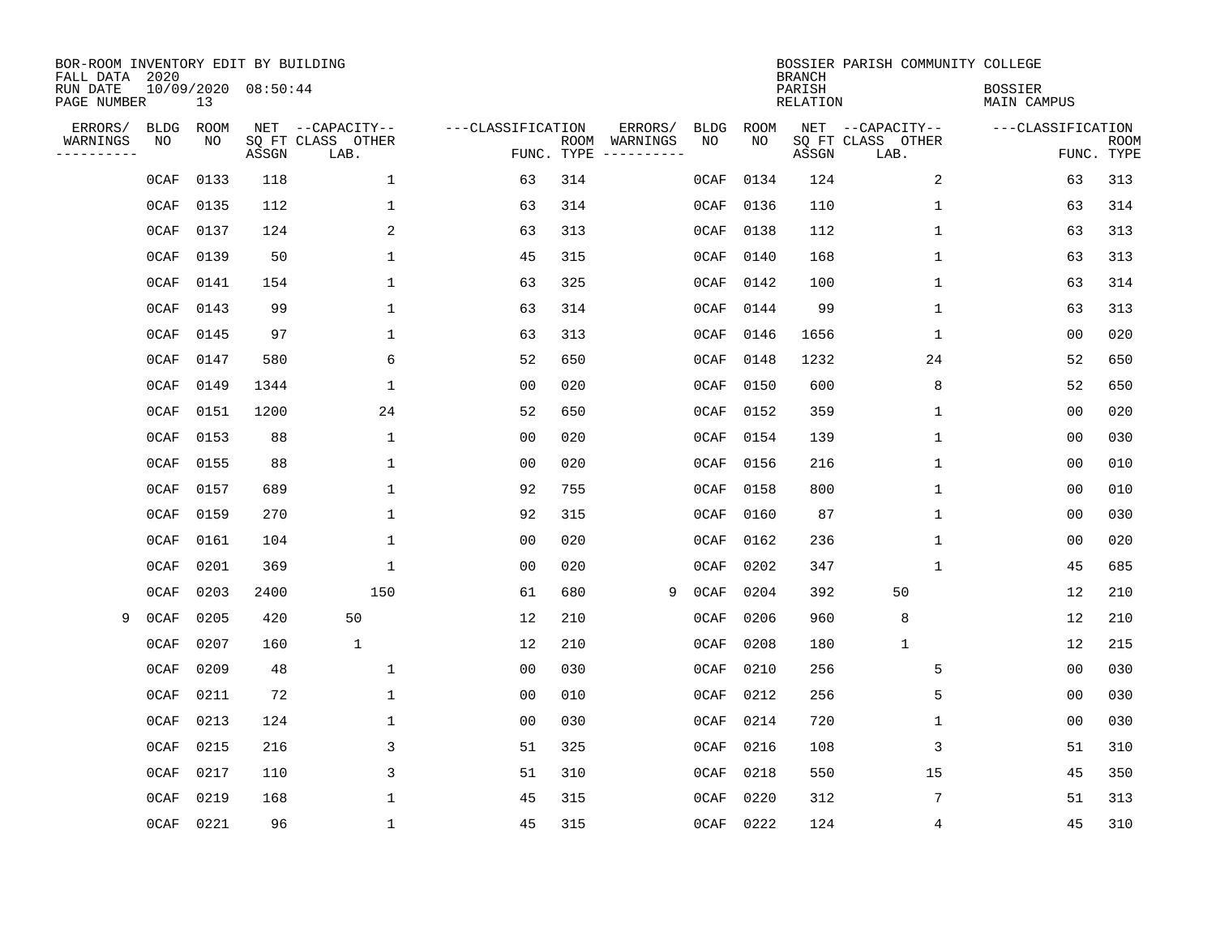BOR-ROOM INVENTORY EDIT BY BUILDING
FALL DATA 2020
RUN DATE 10/09/2020 08:50:44

BOSSIER PARISH COMMUNITY COLLEGE
BRANCH
PARISH BOSSIER
RELATION MAIN CAMPUS

| ERRORS/ WARNINGS | BLDG NO | ROOM NO | NET SQ FT ASSGN | CAPACITY CLASS | CAPACITY OTHER LAB. | CLASSIFICATION FUNC. | ROOM TYPE | ERRORS/ WARNINGS | BLDG NO | ROOM NO | NET SQ FT ASSGN | CAPACITY CLASS | CAPACITY OTHER LAB. | CLASSIFICATION FUNC. | ROOM TYPE |
|---|---|---|---|---|---|---|---|---|---|---|---|---|---|---|---|
| | 0CAF | 0133 | 118 | | 1 | 63 | 314 | | 0CAF | 0134 | 124 | | 2 | 63 | 313 |
| | 0CAF | 0135 | 112 | | 1 | 63 | 314 | | 0CAF | 0136 | 110 | | 1 | 63 | 314 |
| | 0CAF | 0137 | 124 | | 2 | 63 | 313 | | 0CAF | 0138 | 112 | | 1 | 63 | 313 |
| | 0CAF | 0139 | 50 | | 1 | 45 | 315 | | 0CAF | 0140 | 168 | | 1 | 63 | 313 |
| | 0CAF | 0141 | 154 | | 1 | 63 | 325 | | 0CAF | 0142 | 100 | | 1 | 63 | 314 |
| | 0CAF | 0143 | 99 | | 1 | 63 | 314 | | 0CAF | 0144 | 99 | | 1 | 63 | 313 |
| | 0CAF | 0145 | 97 | | 1 | 63 | 313 | | 0CAF | 0146 | 1656 | | 1 | 00 | 020 |
| | 0CAF | 0147 | 580 | | 6 | 52 | 650 | | 0CAF | 0148 | 1232 | | 24 | 52 | 650 |
| | 0CAF | 0149 | 1344 | | 1 | 00 | 020 | | 0CAF | 0150 | 600 | | 8 | 52 | 650 |
| | 0CAF | 0151 | 1200 | | 24 | 52 | 650 | | 0CAF | 0152 | 359 | | 1 | 00 | 020 |
| | 0CAF | 0153 | 88 | | 1 | 00 | 020 | | 0CAF | 0154 | 139 | | 1 | 00 | 030 |
| | 0CAF | 0155 | 88 | | 1 | 00 | 020 | | 0CAF | 0156 | 216 | | 1 | 00 | 010 |
| | 0CAF | 0157 | 689 | | 1 | 92 | 755 | | 0CAF | 0158 | 800 | | 1 | 00 | 010 |
| | 0CAF | 0159 | 270 | | 1 | 92 | 315 | | 0CAF | 0160 | 87 | | 1 | 00 | 030 |
| | 0CAF | 0161 | 104 | | 1 | 00 | 020 | | 0CAF | 0162 | 236 | | 1 | 00 | 020 |
| | 0CAF | 0201 | 369 | | 1 | 00 | 020 | | 0CAF | 0202 | 347 | | 1 | 45 | 685 |
| | 0CAF | 0203 | 2400 | | 150 | 61 | 680 | 9 | 0CAF | 0204 | 392 | 50 | | 12 | 210 |
| 9 | 0CAF | 0205 | 420 | 50 | | 12 | 210 | | 0CAF | 0206 | 960 | 8 | | 12 | 210 |
| | 0CAF | 0207 | 160 | 1 | | 12 | 210 | | 0CAF | 0208 | 180 | 1 | | 12 | 215 |
| | 0CAF | 0209 | 48 | | 1 | 00 | 030 | | 0CAF | 0210 | 256 | | 5 | 00 | 030 |
| | 0CAF | 0211 | 72 | | 1 | 00 | 010 | | 0CAF | 0212 | 256 | | 5 | 00 | 030 |
| | 0CAF | 0213 | 124 | | 1 | 00 | 030 | | 0CAF | 0214 | 720 | | 1 | 00 | 030 |
| | 0CAF | 0215 | 216 | | 3 | 51 | 325 | | 0CAF | 0216 | 108 | | 3 | 51 | 310 |
| | 0CAF | 0217 | 110 | | 3 | 51 | 310 | | 0CAF | 0218 | 550 | | 15 | 45 | 350 |
| | 0CAF | 0219 | 168 | | 1 | 45 | 315 | | 0CAF | 0220 | 312 | | 7 | 51 | 313 |
| | 0CAF | 0221 | 96 | | 1 | 45 | 315 | | 0CAF | 0222 | 124 | | 4 | 45 | 310 |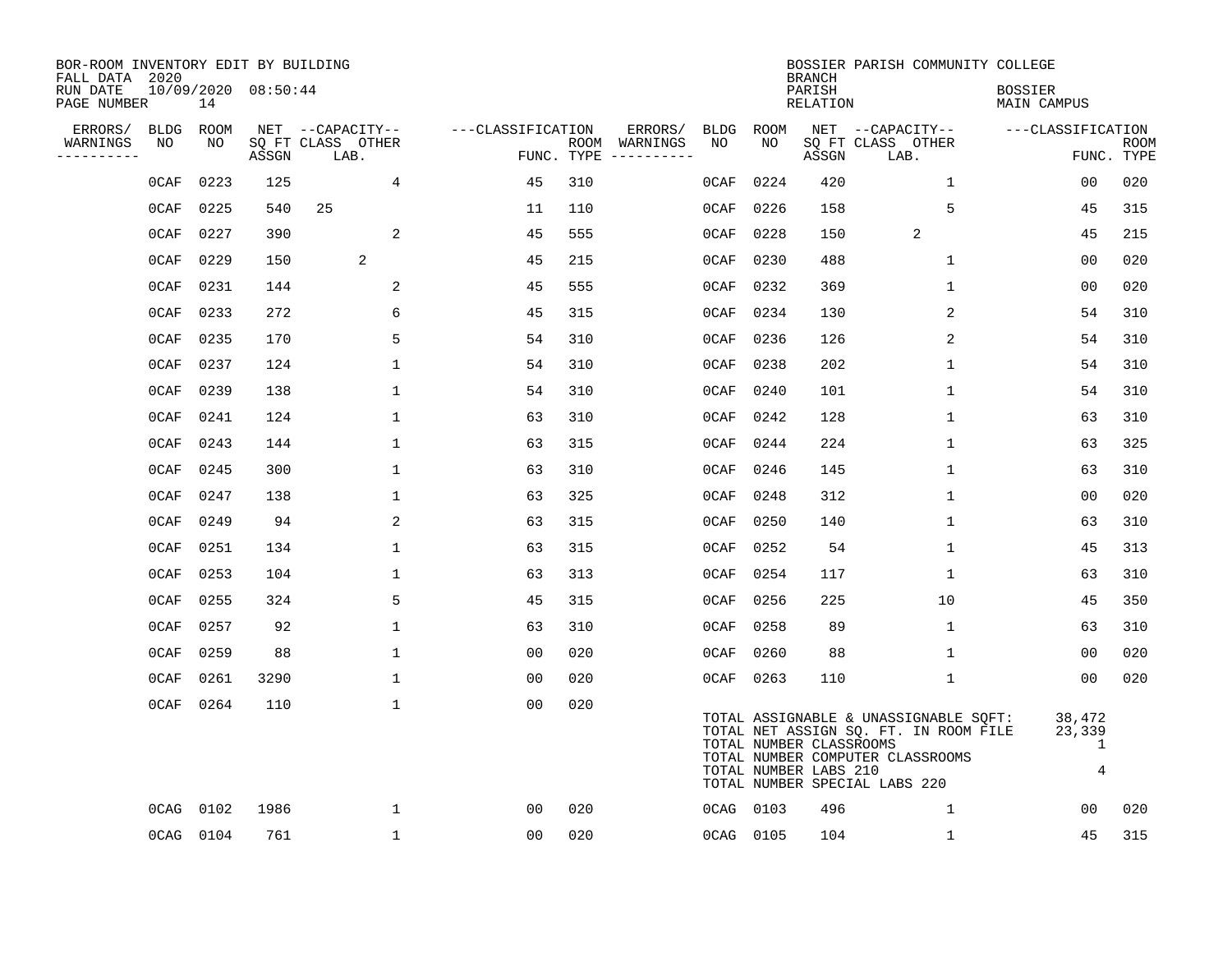BOR-ROOM INVENTORY EDIT BY BUILDING
FALL DATA 2020
RUN DATE 10/09/2020 08:50:44
PAGE NUMBER 14

BOSSIER PARISH COMMUNITY COLLEGE
BRANCH
PARISH BOSSIER
RELATION MAIN CAMPUS

| ERRORS/ WARNINGS | BLDG NO | ROOM NO | NET SQ FT ASSGN | CAPACITY CLASS LAB. | CAPACITY OTHER | CLASSIFICATION FUNC. | ROOM TYPE | ERRORS/ WARNINGS | BLDG NO | ROOM NO | NET SQ FT ASSGN | CAPACITY CLASS LAB. | CAPACITY OTHER | CLASSIFICATION FUNC. | ROOM TYPE |
|---|---|---|---|---|---|---|---|---|---|---|---|---|---|---|---|
| | 0CAF | 0223 | 125 | | 4 | 45 | 310 | | 0CAF | 0224 | 420 | | 1 | 00 | 020 |
| | 0CAF | 0225 | 540 | 25 | | 11 | 110 | | 0CAF | 0226 | 158 | | 5 | 45 | 315 |
| | 0CAF | 0227 | 390 | | 2 | 45 | 555 | | 0CAF | 0228 | 150 | 2 | | 45 | 215 |
| | 0CAF | 0229 | 150 | 2 | | 45 | 215 | | 0CAF | 0230 | 488 | | 1 | 00 | 020 |
| | 0CAF | 0231 | 144 | | 2 | 45 | 555 | | 0CAF | 0232 | 369 | | 1 | 00 | 020 |
| | 0CAF | 0233 | 272 | | 6 | 45 | 315 | | 0CAF | 0234 | 130 | | 2 | 54 | 310 |
| | 0CAF | 0235 | 170 | | 5 | 54 | 310 | | 0CAF | 0236 | 126 | | 2 | 54 | 310 |
| | 0CAF | 0237 | 124 | | 1 | 54 | 310 | | 0CAF | 0238 | 202 | | 1 | 54 | 310 |
| | 0CAF | 0239 | 138 | | 1 | 54 | 310 | | 0CAF | 0240 | 101 | | 1 | 54 | 310 |
| | 0CAF | 0241 | 124 | | 1 | 63 | 310 | | 0CAF | 0242 | 128 | | 1 | 63 | 310 |
| | 0CAF | 0243 | 144 | | 1 | 63 | 315 | | 0CAF | 0244 | 224 | | 1 | 63 | 325 |
| | 0CAF | 0245 | 300 | | 1 | 63 | 310 | | 0CAF | 0246 | 145 | | 1 | 63 | 310 |
| | 0CAF | 0247 | 138 | | 1 | 63 | 325 | | 0CAF | 0248 | 312 | | 1 | 00 | 020 |
| | 0CAF | 0249 | 94 | | 2 | 63 | 315 | | 0CAF | 0250 | 140 | | 1 | 63 | 310 |
| | 0CAF | 0251 | 134 | | 1 | 63 | 315 | | 0CAF | 0252 | 54 | | 1 | 45 | 313 |
| | 0CAF | 0253 | 104 | | 1 | 63 | 313 | | 0CAF | 0254 | 117 | | 1 | 63 | 310 |
| | 0CAF | 0255 | 324 | | 5 | 45 | 315 | | 0CAF | 0256 | 225 | | 10 | 45 | 350 |
| | 0CAF | 0257 | 92 | | 1 | 63 | 310 | | 0CAF | 0258 | 89 | | 1 | 63 | 310 |
| | 0CAF | 0259 | 88 | | 1 | 00 | 020 | | 0CAF | 0260 | 88 | | 1 | 00 | 020 |
| | 0CAF | 0261 | 3290 | | 1 | 00 | 020 | | 0CAF | 0263 | 110 | | 1 | 00 | 020 |
| | 0CAF | 0264 | 110 | | 1 | 00 | 020 | | | | | | | | |

| | |
|---|---|
| TOTAL ASSIGNABLE & UNASSIGNABLE SQFT: | 38,472 |
| TOTAL NET ASSIGN SQ. FT. IN ROOM FILE | 23,339 |
| TOTAL NUMBER CLASSROOMS | 1 |
| TOTAL NUMBER COMPUTER CLASSROOMS | |
| TOTAL NUMBER LABS 210 | 4 |
| TOTAL NUMBER SPECIAL LABS 220 | |

| ERRORS/ WARNINGS | BLDG NO | ROOM NO | NET SQ FT ASSGN | CAPACITY CLASS LAB. | CAPACITY OTHER | CLASSIFICATION FUNC. | ROOM TYPE | ERRORS/ WARNINGS | BLDG NO | ROOM NO | NET SQ FT ASSGN | CAPACITY CLASS LAB. | CAPACITY OTHER | CLASSIFICATION FUNC. | ROOM TYPE |
|---|---|---|---|---|---|---|---|---|---|---|---|---|---|---|---|
| | 0CAG | 0102 | 1986 | | 1 | 00 | 020 | | 0CAG | 0103 | 496 | | 1 | 00 | 020 |
| | 0CAG | 0104 | 761 | | 1 | 00 | 020 | | 0CAG | 0105 | 104 | | 1 | 45 | 315 |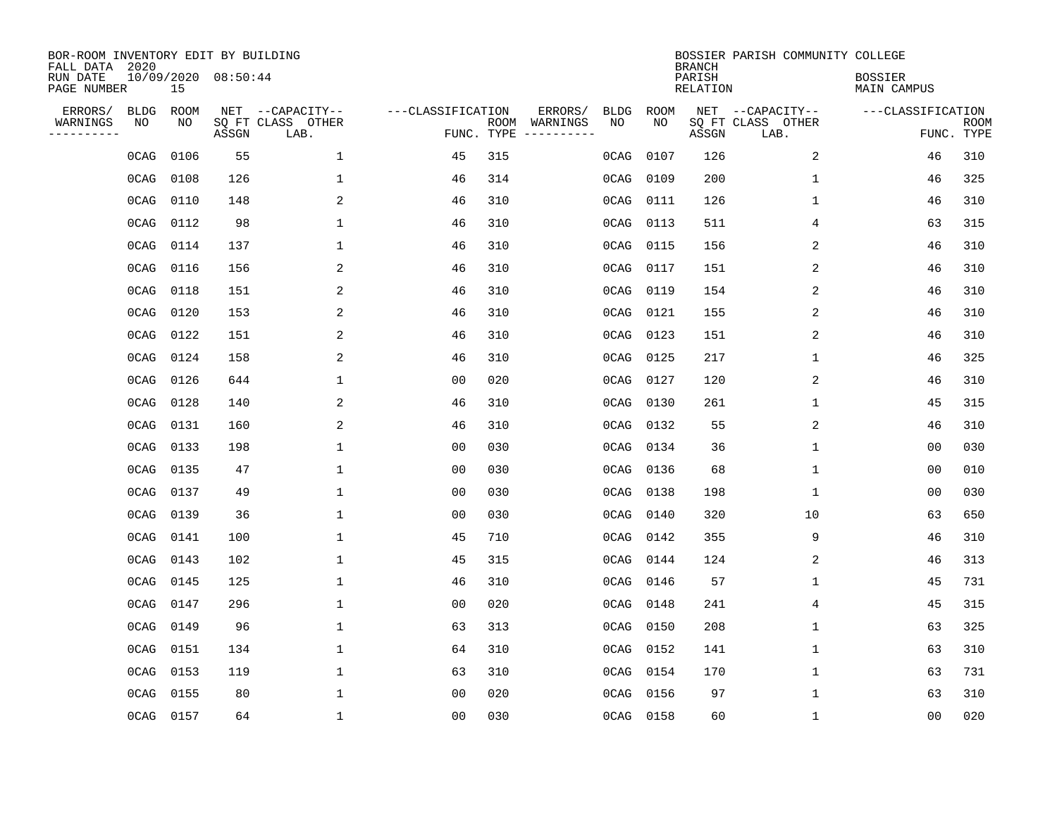BOR-ROOM INVENTORY EDIT BY BUILDING
FALL DATA 2020
RUN DATE 10/09/2020 08:50:44
PAGE NUMBER 15

BOSSIER PARISH COMMUNITY COLLEGE
BRANCH
PARISH BOSSIER
RELATION MAIN CAMPUS

| ERRORS/ WARNINGS | BLDG NO | ROOM NO | NET SQ FT ASSGN | CAPACITY CLASS LAB. | CAPACITY OTHER | CLASSIFICATION FUNC. | ROOM TYPE | ERRORS/ WARNINGS | BLDG NO | ROOM NO | NET SQ FT ASSGN | CAPACITY CLASS LAB. | CAPACITY OTHER | CLASSIFICATION FUNC. | ROOM TYPE |
|---|---|---|---|---|---|---|---|---|---|---|---|---|---|---|---|
| | 0CAG | 0106 | 55 | | 1 | 45 | 315 | | 0CAG | 0107 | 126 | | 2 | 46 | 310 |
| | 0CAG | 0108 | 126 | | 1 | 46 | 314 | | 0CAG | 0109 | 200 | | 1 | 46 | 325 |
| | 0CAG | 0110 | 148 | | 2 | 46 | 310 | | 0CAG | 0111 | 126 | | 1 | 46 | 310 |
| | 0CAG | 0112 | 98 | | 1 | 46 | 310 | | 0CAG | 0113 | 511 | | 4 | 63 | 315 |
| | 0CAG | 0114 | 137 | | 1 | 46 | 310 | | 0CAG | 0115 | 156 | | 2 | 46 | 310 |
| | 0CAG | 0116 | 156 | | 2 | 46 | 310 | | 0CAG | 0117 | 151 | | 2 | 46 | 310 |
| | 0CAG | 0118 | 151 | | 2 | 46 | 310 | | 0CAG | 0119 | 154 | | 2 | 46 | 310 |
| | 0CAG | 0120 | 153 | | 2 | 46 | 310 | | 0CAG | 0121 | 155 | | 2 | 46 | 310 |
| | 0CAG | 0122 | 151 | | 2 | 46 | 310 | | 0CAG | 0123 | 151 | | 2 | 46 | 310 |
| | 0CAG | 0124 | 158 | | 2 | 46 | 310 | | 0CAG | 0125 | 217 | | 1 | 46 | 325 |
| | 0CAG | 0126 | 644 | | 1 | 00 | 020 | | 0CAG | 0127 | 120 | | 2 | 46 | 310 |
| | 0CAG | 0128 | 140 | | 2 | 46 | 310 | | 0CAG | 0130 | 261 | | 1 | 45 | 315 |
| | 0CAG | 0131 | 160 | | 2 | 46 | 310 | | 0CAG | 0132 | 55 | | 2 | 46 | 310 |
| | 0CAG | 0133 | 198 | | 1 | 00 | 030 | | 0CAG | 0134 | 36 | | 1 | 00 | 030 |
| | 0CAG | 0135 | 47 | | 1 | 00 | 030 | | 0CAG | 0136 | 68 | | 1 | 00 | 010 |
| | 0CAG | 0137 | 49 | | 1 | 00 | 030 | | 0CAG | 0138 | 198 | | 1 | 00 | 030 |
| | 0CAG | 0139 | 36 | | 1 | 00 | 030 | | 0CAG | 0140 | 320 | | 10 | 63 | 650 |
| | 0CAG | 0141 | 100 | | 1 | 45 | 710 | | 0CAG | 0142 | 355 | | 9 | 46 | 310 |
| | 0CAG | 0143 | 102 | | 1 | 45 | 315 | | 0CAG | 0144 | 124 | | 2 | 46 | 313 |
| | 0CAG | 0145 | 125 | | 1 | 46 | 310 | | 0CAG | 0146 | 57 | | 1 | 45 | 731 |
| | 0CAG | 0147 | 296 | | 1 | 00 | 020 | | 0CAG | 0148 | 241 | | 4 | 45 | 315 |
| | 0CAG | 0149 | 96 | | 1 | 63 | 313 | | 0CAG | 0150 | 208 | | 1 | 63 | 325 |
| | 0CAG | 0151 | 134 | | 1 | 64 | 310 | | 0CAG | 0152 | 141 | | 1 | 63 | 310 |
| | 0CAG | 0153 | 119 | | 1 | 63 | 310 | | 0CAG | 0154 | 170 | | 1 | 63 | 731 |
| | 0CAG | 0155 | 80 | | 1 | 00 | 020 | | 0CAG | 0156 | 97 | | 1 | 63 | 310 |
| | 0CAG | 0157 | 64 | | 1 | 00 | 030 | | 0CAG | 0158 | 60 | | 1 | 00 | 020 |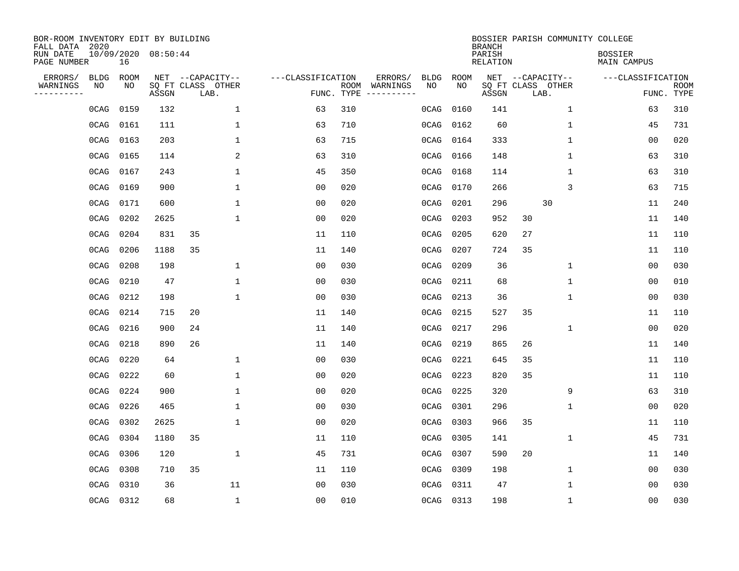BOR-ROOM INVENTORY EDIT BY BUILDING
FALL DATA 2020
RUN DATE 10/09/2020 08:50:44
PAGE NUMBER 16

BOSSIER PARISH COMMUNITY COLLEGE
BRANCH
PARISH BOSSIER
RELATION MAIN CAMPUS

| ERRORS/ WARNINGS | BLDG NO | ROOM NO | NET SQ FT ASSGN | CAPACITY CLASS | CAPACITY LAB. | CAPACITY OTHER | CLASSIFICATION FUNC. | ROOM TYPE | ERRORS/ WARNINGS | BLDG NO | ROOM NO | NET SQ FT ASSGN | CAPACITY CLASS | CAPACITY LAB. | CAPACITY OTHER | CLASSIFICATION FUNC. | ROOM TYPE |
|---|---|---|---|---|---|---|---|---|---|---|---|---|---|---|---|---|---|
| | 0CAG | 0159 | 132 | | | 1 | 63 | 310 | | 0CAG | 0160 | 141 | | | 1 | 63 | 310 |
| | 0CAG | 0161 | 111 | | | 1 | 63 | 710 | | 0CAG | 0162 | 60 | | | 1 | 45 | 731 |
| | 0CAG | 0163 | 203 | | | 1 | 63 | 715 | | 0CAG | 0164 | 333 | | | 1 | 00 | 020 |
| | 0CAG | 0165 | 114 | | | 2 | 63 | 310 | | 0CAG | 0166 | 148 | | | 1 | 63 | 310 |
| | 0CAG | 0167 | 243 | | | 1 | 45 | 350 | | 0CAG | 0168 | 114 | | | 1 | 63 | 310 |
| | 0CAG | 0169 | 900 | | | 1 | 00 | 020 | | 0CAG | 0170 | 266 | | | 3 | 63 | 715 |
| | 0CAG | 0171 | 600 | | | 1 | 00 | 020 | | 0CAG | 0201 | 296 | | 30 | | 11 | 240 |
| | 0CAG | 0202 | 2625 | | | 1 | 00 | 020 | | 0CAG | 0203 | 952 | 30 | | | 11 | 140 |
| | 0CAG | 0204 | 831 | 35 | | | 11 | 110 | | 0CAG | 0205 | 620 | 27 | | | 11 | 110 |
| | 0CAG | 0206 | 1188 | 35 | | | 11 | 140 | | 0CAG | 0207 | 724 | 35 | | | 11 | 110 |
| | 0CAG | 0208 | 198 | | | 1 | 00 | 030 | | 0CAG | 0209 | 36 | | | 1 | 00 | 030 |
| | 0CAG | 0210 | 47 | | | 1 | 00 | 030 | | 0CAG | 0211 | 68 | | | 1 | 00 | 010 |
| | 0CAG | 0212 | 198 | | | 1 | 00 | 030 | | 0CAG | 0213 | 36 | | | 1 | 00 | 030 |
| | 0CAG | 0214 | 715 | 20 | | | 11 | 140 | | 0CAG | 0215 | 527 | 35 | | | 11 | 110 |
| | 0CAG | 0216 | 900 | 24 | | | 11 | 140 | | 0CAG | 0217 | 296 | | | 1 | 00 | 020 |
| | 0CAG | 0218 | 890 | 26 | | | 11 | 140 | | 0CAG | 0219 | 865 | 26 | | | 11 | 140 |
| | 0CAG | 0220 | 64 | | | 1 | 00 | 030 | | 0CAG | 0221 | 645 | 35 | | | 11 | 110 |
| | 0CAG | 0222 | 60 | | | 1 | 00 | 020 | | 0CAG | 0223 | 820 | 35 | | | 11 | 110 |
| | 0CAG | 0224 | 900 | | | 1 | 00 | 020 | | 0CAG | 0225 | 320 | | | 9 | 63 | 310 |
| | 0CAG | 0226 | 465 | | | 1 | 00 | 030 | | 0CAG | 0301 | 296 | | | 1 | 00 | 020 |
| | 0CAG | 0302 | 2625 | | | 1 | 00 | 020 | | 0CAG | 0303 | 966 | 35 | | | 11 | 110 |
| | 0CAG | 0304 | 1180 | 35 | | | 11 | 110 | | 0CAG | 0305 | 141 | | | 1 | 45 | 731 |
| | 0CAG | 0306 | 120 | | | 1 | 45 | 731 | | 0CAG | 0307 | 590 | 20 | | | 11 | 140 |
| | 0CAG | 0308 | 710 | 35 | | | 11 | 110 | | 0CAG | 0309 | 198 | | | 1 | 00 | 030 |
| | 0CAG | 0310 | 36 | | | 11 | 00 | 030 | | 0CAG | 0311 | 47 | | | 1 | 00 | 030 |
| | 0CAG | 0312 | 68 | | | 1 | 00 | 010 | | 0CAG | 0313 | 198 | | | 1 | 00 | 030 |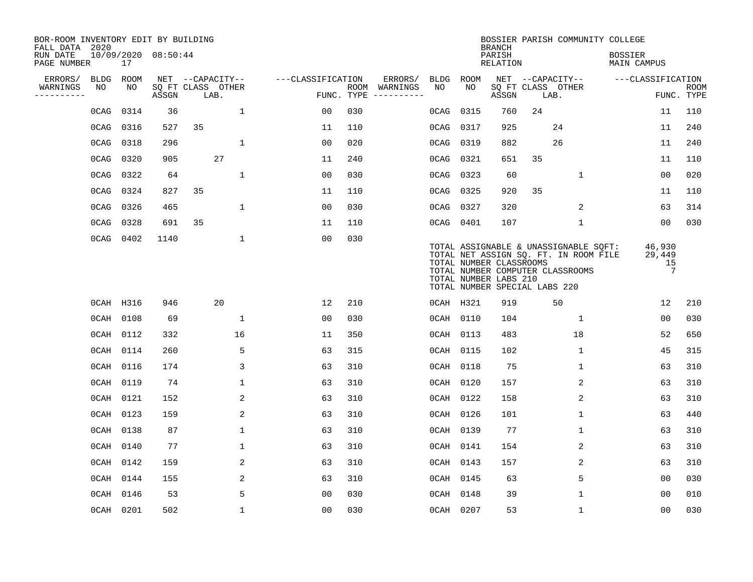BOR-ROOM INVENTORY EDIT BY BUILDING
FALL DATA 2020
RUN DATE 10/09/2020 08:50:44

BOSSIER PARISH COMMUNITY COLLEGE
BRANCH
PARISH BOSSIER
RELATION MAIN CAMPUS

| ERRORS/ WARNINGS | BLDG NO | ROOM NO | NET SQ FT ASSGN | CAPACITY CLASS | CAPACITY LAB. | CAPACITY OTHER | CLASSIFICATION FUNC. | ROOM TYPE | ERRORS/ WARNINGS | BLDG NO | ROOM NO | NET SQ FT ASSGN | CAPACITY CLASS | CAPACITY LAB. | CAPACITY OTHER | CLASSIFICATION FUNC. | ROOM TYPE |
|---|---|---|---|---|---|---|---|---|---|---|---|---|---|---|---|---|---|
| | 0CAG | 0314 | 36 | | | 1 | 00 | 030 | | 0CAG | 0315 | 760 | 24 | | | 11 | 110 |
| | 0CAG | 0316 | 527 | 35 | | | 11 | 110 | | 0CAG | 0317 | 925 | | 24 | | 11 | 240 |
| | 0CAG | 0318 | 296 | | | 1 | 00 | 020 | | 0CAG | 0319 | 882 | | 26 | | 11 | 240 |
| | 0CAG | 0320 | 905 | | 27 | | 11 | 240 | | 0CAG | 0321 | 651 | 35 | | | 11 | 110 |
| | 0CAG | 0322 | 64 | | | 1 | 00 | 030 | | 0CAG | 0323 | 60 | | | 1 | 00 | 020 |
| | 0CAG | 0324 | 827 | 35 | | | 11 | 110 | | 0CAG | 0325 | 920 | 35 | | | 11 | 110 |
| | 0CAG | 0326 | 465 | | | 1 | 00 | 030 | | 0CAG | 0327 | 320 | | | 2 | 63 | 314 |
| | 0CAG | 0328 | 691 | 35 | | | 11 | 110 | | 0CAG | 0401 | 107 | | | 1 | 00 | 030 |
| | 0CAG | 0402 | 1140 | | | 1 | 00 | 030 | | | | | | | | | |

TOTAL ASSIGNABLE & UNASSIGNABLE SQFT: 46,930
TOTAL NET ASSIGN SQ. FT. IN ROOM FILE 29,449
TOTAL NUMBER CLASSROOMS 15
TOTAL NUMBER COMPUTER CLASSROOMS 7
TOTAL NUMBER LABS 210
TOTAL NUMBER SPECIAL LABS 220

| ERRORS/ WARNINGS | BLDG NO | ROOM NO | NET SQ FT ASSGN | CAPACITY CLASS | CAPACITY LAB. | CAPACITY OTHER | CLASSIFICATION FUNC. | ROOM TYPE | ERRORS/ WARNINGS | BLDG NO | ROOM NO | NET SQ FT ASSGN | CAPACITY CLASS | CAPACITY LAB. | CAPACITY OTHER | CLASSIFICATION FUNC. | ROOM TYPE |
|---|---|---|---|---|---|---|---|---|---|---|---|---|---|---|---|---|---|
| | 0CAH | H316 | 946 | | 20 | | 12 | 210 | | 0CAH | H321 | 919 | | 50 | | 12 | 210 |
| | 0CAH | 0108 | 69 | | | 1 | 00 | 030 | | 0CAH | 0110 | 104 | | | 1 | 00 | 030 |
| | 0CAH | 0112 | 332 | | | 16 | 11 | 350 | | 0CAH | 0113 | 483 | | | 18 | 52 | 650 |
| | 0CAH | 0114 | 260 | | | 5 | 63 | 315 | | 0CAH | 0115 | 102 | | | 1 | 45 | 315 |
| | 0CAH | 0116 | 174 | | | 3 | 63 | 310 | | 0CAH | 0118 | 75 | | | 1 | 63 | 310 |
| | 0CAH | 0119 | 74 | | | 1 | 63 | 310 | | 0CAH | 0120 | 157 | | | 2 | 63 | 310 |
| | 0CAH | 0121 | 152 | | | 2 | 63 | 310 | | 0CAH | 0122 | 158 | | | 2 | 63 | 310 |
| | 0CAH | 0123 | 159 | | | 2 | 63 | 310 | | 0CAH | 0126 | 101 | | | 1 | 63 | 440 |
| | 0CAH | 0138 | 87 | | | 1 | 63 | 310 | | 0CAH | 0139 | 77 | | | 1 | 63 | 310 |
| | 0CAH | 0140 | 77 | | | 1 | 63 | 310 | | 0CAH | 0141 | 154 | | | 2 | 63 | 310 |
| | 0CAH | 0142 | 159 | | | 2 | 63 | 310 | | 0CAH | 0143 | 157 | | | 2 | 63 | 310 |
| | 0CAH | 0144 | 155 | | | 2 | 63 | 310 | | 0CAH | 0145 | 63 | | | 5 | 00 | 030 |
| | 0CAH | 0146 | 53 | | | 5 | 00 | 030 | | 0CAH | 0148 | 39 | | | 1 | 00 | 010 |
| | 0CAH | 0201 | 502 | | | 1 | 00 | 030 | | 0CAH | 0207 | 53 | | | 1 | 00 | 030 |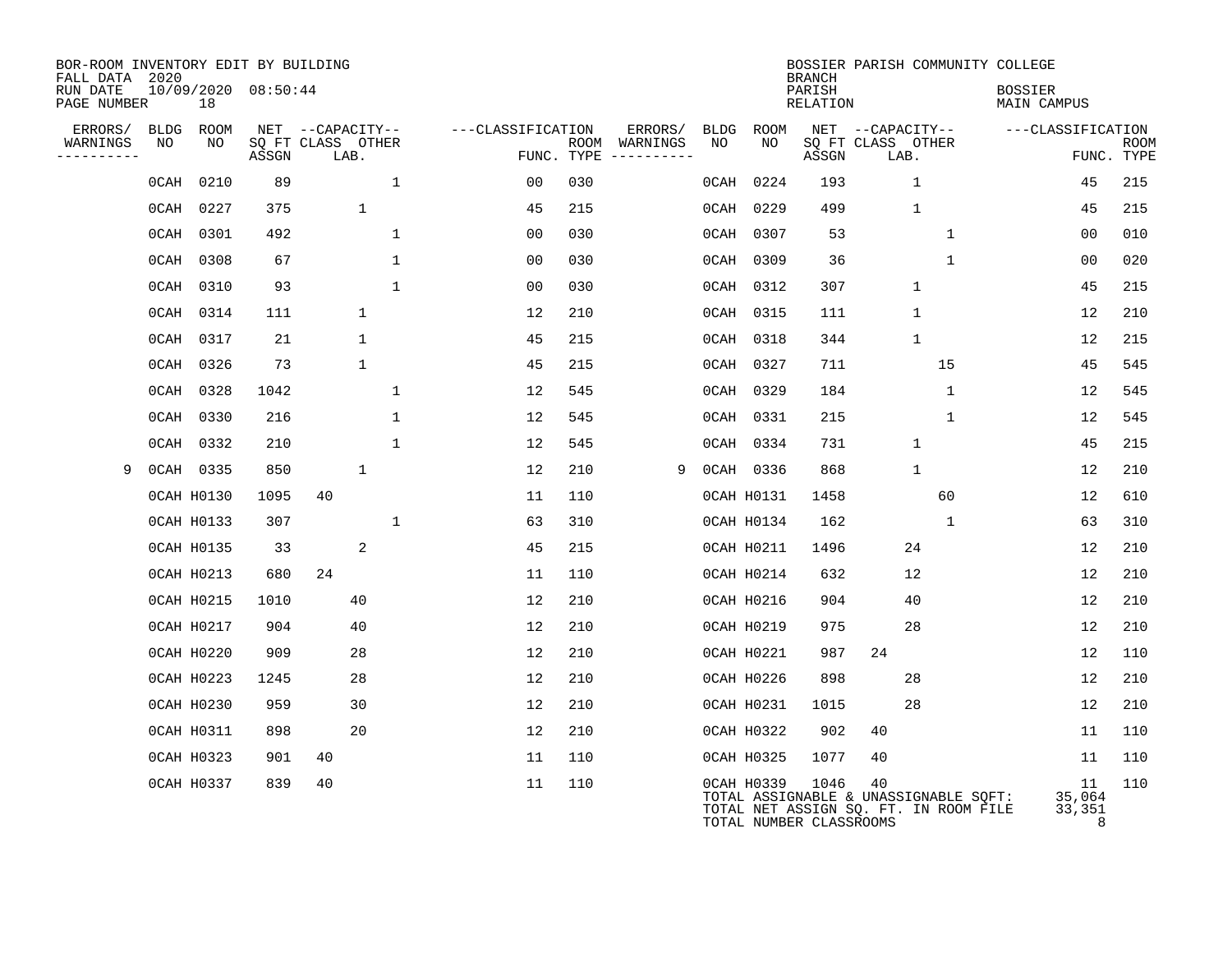BOR-ROOM INVENTORY EDIT BY BUILDING
FALL DATA 2020
RUN DATE 10/09/2020 08:50:44
PAGE NUMBER 18

BOSSIER PARISH COMMUNITY COLLEGE
BRANCH
PARISH BOSSIER
RELATION MAIN CAMPUS

| ERRORS/ WARNINGS | BLDG NO | ROOM NO | NET SQ FT ASSGN | CAPACITY CLASS | CAPACITY LAB. | CAPACITY OTHER | FUNC. | ROOM TYPE | ERRORS/ WARNINGS | BLDG NO | ROOM NO | NET SQ FT ASSGN | CAPACITY CLASS | CAPACITY LAB. | CAPACITY OTHER | FUNC. | ROOM TYPE |
|---|---|---|---|---|---|---|---|---|---|---|---|---|---|---|---|---|---|
| | 0CAH | 0210 | 89 | | | 1 | 00 | 030 | | 0CAH | 0224 | 193 | | 1 | | 45 | 215 |
| | 0CAH | 0227 | 375 | | 1 | | 45 | 215 | | 0CAH | 0229 | 499 | | 1 | | 45 | 215 |
| | 0CAH | 0301 | 492 | | | 1 | 00 | 030 | | 0CAH | 0307 | 53 | | | 1 | 00 | 010 |
| | 0CAH | 0308 | 67 | | | 1 | 00 | 030 | | 0CAH | 0309 | 36 | | | 1 | 00 | 020 |
| | 0CAH | 0310 | 93 | | | 1 | 00 | 030 | | 0CAH | 0312 | 307 | | 1 | | 45 | 215 |
| | 0CAH | 0314 | 111 | | 1 | | 12 | 210 | | 0CAH | 0315 | 111 | | 1 | | 12 | 210 |
| | 0CAH | 0317 | 21 | | 1 | | 45 | 215 | | 0CAH | 0318 | 344 | | 1 | | 12 | 215 |
| | 0CAH | 0326 | 73 | | 1 | | 45 | 215 | | 0CAH | 0327 | 711 | | | 15 | 45 | 545 |
| | 0CAH | 0328 | 1042 | | | 1 | 12 | 545 | | 0CAH | 0329 | 184 | | | 1 | 12 | 545 |
| | 0CAH | 0330 | 216 | | | 1 | 12 | 545 | | 0CAH | 0331 | 215 | | | 1 | 12 | 545 |
| | 0CAH | 0332 | 210 | | | 1 | 12 | 545 | | 0CAH | 0334 | 731 | | 1 | | 45 | 215 |
| 9 | 0CAH | 0335 | 850 | | 1 | | 12 | 210 | 9 | 0CAH | 0336 | 868 | | 1 | | 12 | 210 |
| | 0CAH | H0130 | 1095 | 40 | | | 11 | 110 | | 0CAH | H0131 | 1458 | | | 60 | 12 | 610 |
| | 0CAH | H0133 | 307 | | | 1 | 63 | 310 | | 0CAH | H0134 | 162 | | | 1 | 63 | 310 |
| | 0CAH | H0135 | 33 | | 2 | | 45 | 215 | | 0CAH | H0211 | 1496 | | 24 | | 12 | 210 |
| | 0CAH | H0213 | 680 | 24 | | | 11 | 110 | | 0CAH | H0214 | 632 | | 12 | | 12 | 210 |
| | 0CAH | H0215 | 1010 | | 40 | | 12 | 210 | | 0CAH | H0216 | 904 | | 40 | | 12 | 210 |
| | 0CAH | H0217 | 904 | | 40 | | 12 | 210 | | 0CAH | H0219 | 975 | | 28 | | 12 | 210 |
| | 0CAH | H0220 | 909 | | 28 | | 12 | 210 | | 0CAH | H0221 | 987 | 24 | | | 12 | 110 |
| | 0CAH | H0223 | 1245 | | 28 | | 12 | 210 | | 0CAH | H0226 | 898 | | 28 | | 12 | 210 |
| | 0CAH | H0230 | 959 | | 30 | | 12 | 210 | | 0CAH | H0231 | 1015 | | 28 | | 12 | 210 |
| | 0CAH | H0311 | 898 | | 20 | | 12 | 210 | | 0CAH | H0322 | 902 | 40 | | | 11 | 110 |
| | 0CAH | H0323 | 901 | 40 | | | 11 | 110 | | 0CAH | H0325 | 1077 | 40 | | | 11 | 110 |
| | 0CAH | H0337 | 839 | 40 | | | 11 | 110 | | 0CAH | H0339 | 1046 | 40 | | | 11 | 110 |

TOTAL ASSIGNABLE & UNASSIGNABLE SQFT: 35,064
TOTAL NET ASSIGN SQ. FT. IN ROOM FILE 33,351
TOTAL NUMBER CLASSROOMS 8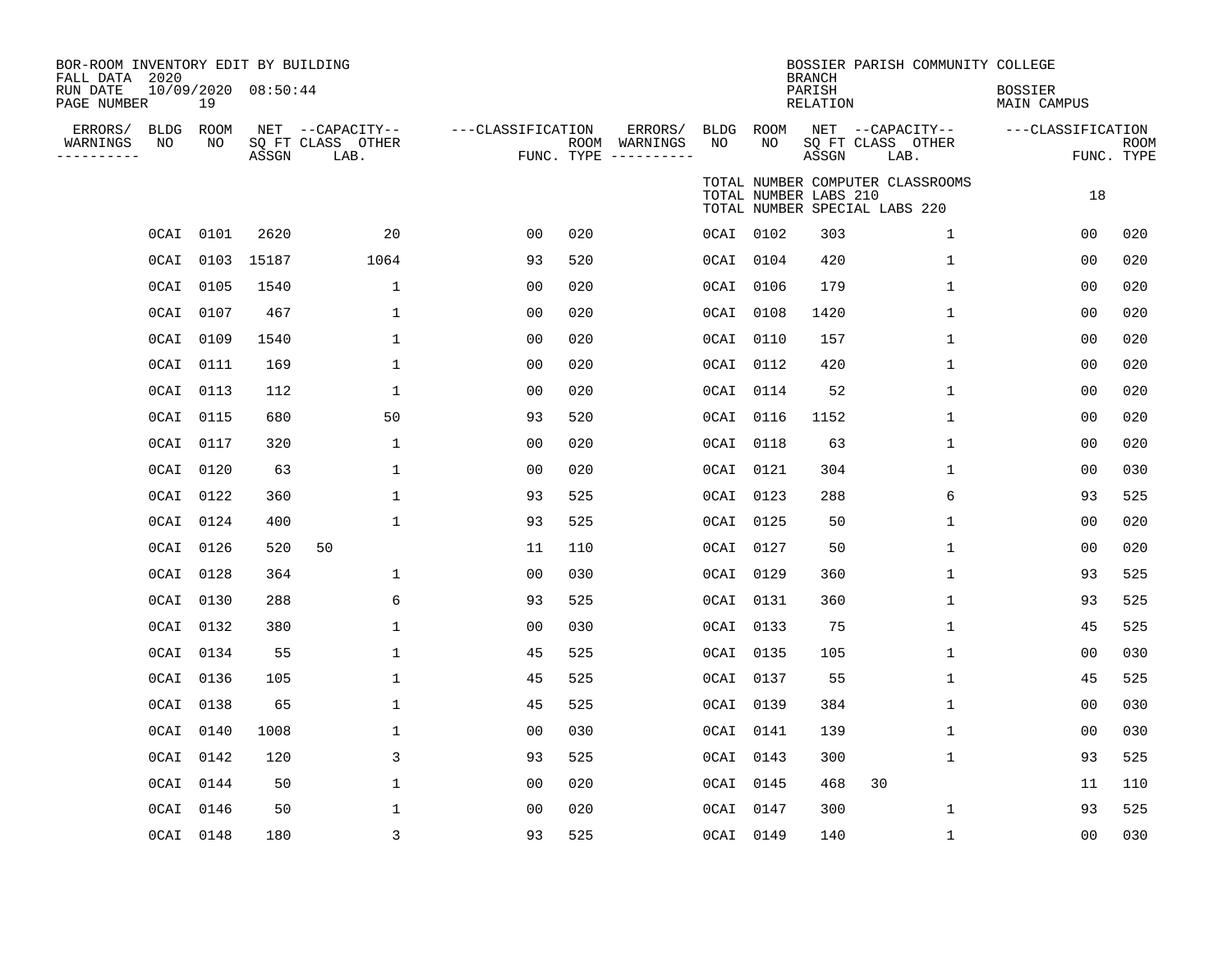BOR-ROOM INVENTORY EDIT BY BUILDING
FALL DATA 2020
RUN DATE 10/09/2020 08:50:44
PAGE NUMBER 19

BOSSIER PARISH COMMUNITY COLLEGE
BRANCH
PARISH BOSSIER
RELATION MAIN CAMPUS

TOTAL NUMBER COMPUTER CLASSROOMS
TOTAL NUMBER LABS 210 18
TOTAL NUMBER SPECIAL LABS 220

| ERRORS/ WARNINGS | BLDG NO | ROOM NO | NET SQ FT ASSGN | CAPACITY CLASS LAB. | CAPACITY OTHER | CLASSIFICATION FUNC. | ROOM TYPE | ERRORS/ WARNINGS | BLDG NO | ROOM NO | NET SQ FT ASSGN | CAPACITY CLASS LAB. | CAPACITY OTHER | CLASSIFICATION FUNC. | ROOM TYPE |
|---|---|---|---|---|---|---|---|---|---|---|---|---|---|---|---|
| | 0CAI | 0101 | 2620 | | 20 | 00 | 020 | | 0CAI | 0102 | 303 | | 1 | 00 | 020 |
| | 0CAI | 0103 | 15187 | | 1064 | 93 | 520 | | 0CAI | 0104 | 420 | | 1 | 00 | 020 |
| | 0CAI | 0105 | 1540 | | 1 | 00 | 020 | | 0CAI | 0106 | 179 | | 1 | 00 | 020 |
| | 0CAI | 0107 | 467 | | 1 | 00 | 020 | | 0CAI | 0108 | 1420 | | 1 | 00 | 020 |
| | 0CAI | 0109 | 1540 | | 1 | 00 | 020 | | 0CAI | 0110 | 157 | | 1 | 00 | 020 |
| | 0CAI | 0111 | 169 | | 1 | 00 | 020 | | 0CAI | 0112 | 420 | | 1 | 00 | 020 |
| | 0CAI | 0113 | 112 | | 1 | 00 | 020 | | 0CAI | 0114 | 52 | | 1 | 00 | 020 |
| | 0CAI | 0115 | 680 | | 50 | 93 | 520 | | 0CAI | 0116 | 1152 | | 1 | 00 | 020 |
| | 0CAI | 0117 | 320 | | 1 | 00 | 020 | | 0CAI | 0118 | 63 | | 1 | 00 | 020 |
| | 0CAI | 0120 | 63 | | 1 | 00 | 020 | | 0CAI | 0121 | 304 | | 1 | 00 | 030 |
| | 0CAI | 0122 | 360 | | 1 | 93 | 525 | | 0CAI | 0123 | 288 | | 6 | 93 | 525 |
| | 0CAI | 0124 | 400 | | 1 | 93 | 525 | | 0CAI | 0125 | 50 | | 1 | 00 | 020 |
| | 0CAI | 0126 | 520 | 50 | | 11 | 110 | | 0CAI | 0127 | 50 | | 1 | 00 | 020 |
| | 0CAI | 0128 | 364 | | 1 | 00 | 030 | | 0CAI | 0129 | 360 | | 1 | 93 | 525 |
| | 0CAI | 0130 | 288 | | 6 | 93 | 525 | | 0CAI | 0131 | 360 | | 1 | 93 | 525 |
| | 0CAI | 0132 | 380 | | 1 | 00 | 030 | | 0CAI | 0133 | 75 | | 1 | 45 | 525 |
| | 0CAI | 0134 | 55 | | 1 | 45 | 525 | | 0CAI | 0135 | 105 | | 1 | 00 | 030 |
| | 0CAI | 0136 | 105 | | 1 | 45 | 525 | | 0CAI | 0137 | 55 | | 1 | 45 | 525 |
| | 0CAI | 0138 | 65 | | 1 | 45 | 525 | | 0CAI | 0139 | 384 | | 1 | 00 | 030 |
| | 0CAI | 0140 | 1008 | | 1 | 00 | 030 | | 0CAI | 0141 | 139 | | 1 | 00 | 030 |
| | 0CAI | 0142 | 120 | | 3 | 93 | 525 | | 0CAI | 0143 | 300 | | 1 | 93 | 525 |
| | 0CAI | 0144 | 50 | | 1 | 00 | 020 | | 0CAI | 0145 | 468 | 30 | | 11 | 110 |
| | 0CAI | 0146 | 50 | | 1 | 00 | 020 | | 0CAI | 0147 | 300 | | 1 | 93 | 525 |
| | 0CAI | 0148 | 180 | | 3 | 93 | 525 | | 0CAI | 0149 | 140 | | 1 | 00 | 030 |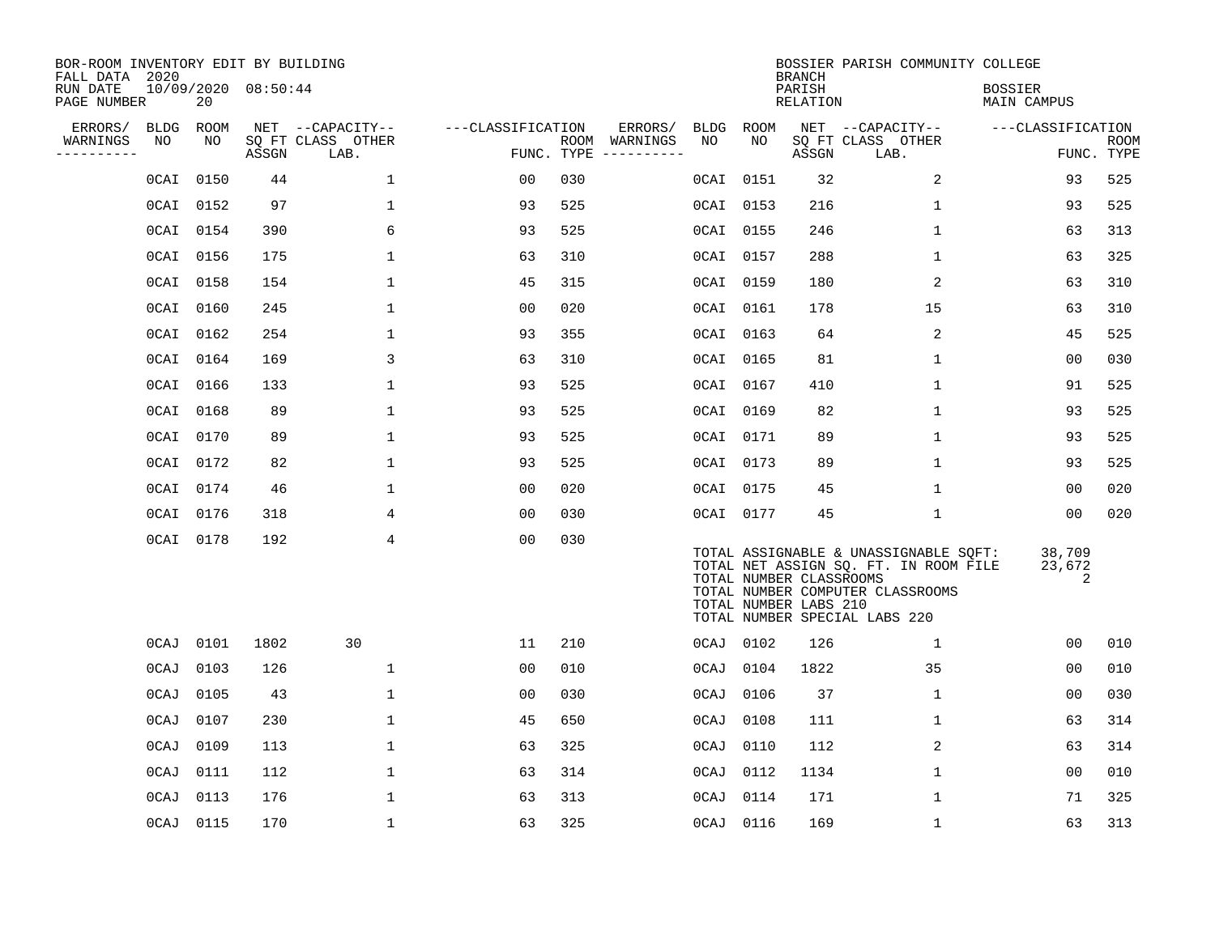BOR-ROOM INVENTORY EDIT BY BUILDING
FALL DATA 2020
RUN DATE 10/09/2020 08:50:44
PAGE NUMBER 20

BOSSIER PARISH COMMUNITY COLLEGE
BRANCH
PARISH BOSSIER
RELATION MAIN CAMPUS

| ERRORS/ WARNINGS | BLDG NO | ROOM NO | NET SQ FT ASSGN | CAPACITY CLASS LAB. | CAPACITY OTHER | CLASSIFICATION FUNC. | ROOM TYPE | ERRORS/ WARNINGS | BLDG NO | ROOM NO | NET SQ FT ASSGN | CAPACITY CLASS LAB. | CAPACITY OTHER | CLASSIFICATION FUNC. | ROOM TYPE |
|---|---|---|---|---|---|---|---|---|---|---|---|---|---|---|---|
| | 0CAI | 0150 | 44 | | 1 | 00 | 030 | | 0CAI | 0151 | 32 | | 2 | 93 | 525 |
| | 0CAI | 0152 | 97 | | 1 | 93 | 525 | | 0CAI | 0153 | 216 | | 1 | 93 | 525 |
| | 0CAI | 0154 | 390 | | 6 | 93 | 525 | | 0CAI | 0155 | 246 | | 1 | 63 | 313 |
| | 0CAI | 0156 | 175 | | 1 | 63 | 310 | | 0CAI | 0157 | 288 | | 1 | 63 | 325 |
| | 0CAI | 0158 | 154 | | 1 | 45 | 315 | | 0CAI | 0159 | 180 | | 2 | 63 | 310 |
| | 0CAI | 0160 | 245 | | 1 | 00 | 020 | | 0CAI | 0161 | 178 | | 15 | 63 | 310 |
| | 0CAI | 0162 | 254 | | 1 | 93 | 355 | | 0CAI | 0163 | 64 | | 2 | 45 | 525 |
| | 0CAI | 0164 | 169 | | 3 | 63 | 310 | | 0CAI | 0165 | 81 | | 1 | 00 | 030 |
| | 0CAI | 0166 | 133 | | 1 | 93 | 525 | | 0CAI | 0167 | 410 | | 1 | 91 | 525 |
| | 0CAI | 0168 | 89 | | 1 | 93 | 525 | | 0CAI | 0169 | 82 | | 1 | 93 | 525 |
| | 0CAI | 0170 | 89 | | 1 | 93 | 525 | | 0CAI | 0171 | 89 | | 1 | 93 | 525 |
| | 0CAI | 0172 | 82 | | 1 | 93 | 525 | | 0CAI | 0173 | 89 | | 1 | 93 | 525 |
| | 0CAI | 0174 | 46 | | 1 | 00 | 020 | | 0CAI | 0175 | 45 | | 1 | 00 | 020 |
| | 0CAI | 0176 | 318 | | 4 | 00 | 030 | | 0CAI | 0177 | 45 | | 1 | 00 | 020 |
| | 0CAI | 0178 | 192 | | 4 | 00 | 030 | | | | | | | | |

TOTAL ASSIGNABLE & UNASSIGNABLE SQFT: 38,709
TOTAL NET ASSIGN SQ. FT. IN ROOM FILE 23,672
TOTAL NUMBER CLASSROOMS 2
TOTAL NUMBER COMPUTER CLASSROOMS
TOTAL NUMBER LABS 210
TOTAL NUMBER SPECIAL LABS 220

| ERRORS/ WARNINGS | BLDG NO | ROOM NO | NET SQ FT ASSGN | CAPACITY CLASS LAB. | CAPACITY OTHER | CLASSIFICATION FUNC. | ROOM TYPE | ERRORS/ WARNINGS | BLDG NO | ROOM NO | NET SQ FT ASSGN | CAPACITY CLASS LAB. | CAPACITY OTHER | CLASSIFICATION FUNC. | ROOM TYPE |
|---|---|---|---|---|---|---|---|---|---|---|---|---|---|---|---|
| | 0CAJ | 0101 | 1802 | 30 | | 11 | 210 | | 0CAJ | 0102 | 126 | | 1 | 00 | 010 |
| | 0CAJ | 0103 | 126 | | 1 | 00 | 010 | | 0CAJ | 0104 | 1822 | | 35 | 00 | 010 |
| | 0CAJ | 0105 | 43 | | 1 | 00 | 030 | | 0CAJ | 0106 | 37 | | 1 | 00 | 030 |
| | 0CAJ | 0107 | 230 | | 1 | 45 | 650 | | 0CAJ | 0108 | 111 | | 1 | 63 | 314 |
| | 0CAJ | 0109 | 113 | | 1 | 63 | 325 | | 0CAJ | 0110 | 112 | | 2 | 63 | 314 |
| | 0CAJ | 0111 | 112 | | 1 | 63 | 314 | | 0CAJ | 0112 | 1134 | | 1 | 00 | 010 |
| | 0CAJ | 0113 | 176 | | 1 | 63 | 313 | | 0CAJ | 0114 | 171 | | 1 | 71 | 325 |
| | 0CAJ | 0115 | 170 | | 1 | 63 | 325 | | 0CAJ | 0116 | 169 | | 1 | 63 | 313 |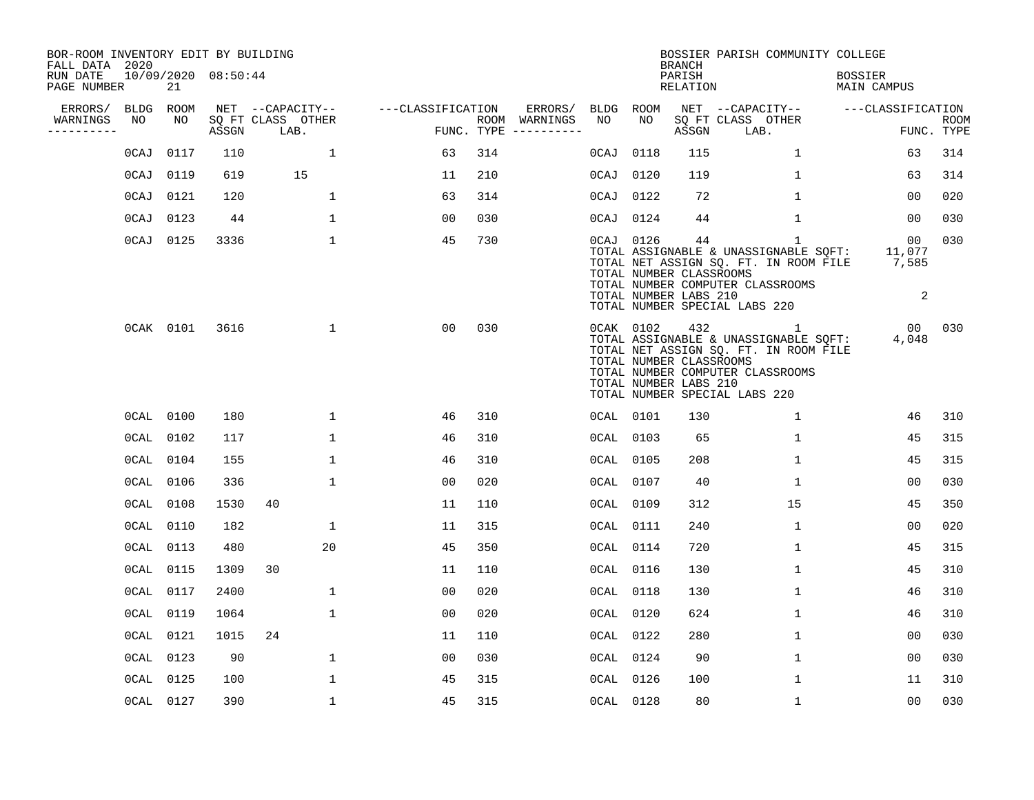BOR-ROOM INVENTORY EDIT BY BUILDING
FALL DATA 2020
RUN DATE 10/09/2020 08:50:44

BOSSIER PARISH COMMUNITY COLLEGE
BRANCH
PARISH BOSSIER
RELATION MAIN CAMPUS

| ERRORS/ WARNINGS | BLDG NO | ROOM NO | NET SQ FT ASSGN | CAPACITY CLASS LAB. | CAPACITY OTHER | CLASSIFICATION FUNC. | ROOM TYPE | ERRORS/ WARNINGS | BLDG NO | ROOM NO | NET SQ FT ASSGN | CAPACITY CLASS LAB. | CAPACITY OTHER | CLASSIFICATION FUNC. | ROOM TYPE |
|---|---|---|---|---|---|---|---|---|---|---|---|---|---|---|---|
| | 0CAJ | 0117 | 110 | | 1 | 63 | 314 | | 0CAJ | 0118 | 115 | | 1 | 63 | 314 |
| | 0CAJ | 0119 | 619 | 15 | | 11 | 210 | | 0CAJ | 0120 | 119 | | 1 | 63 | 314 |
| | 0CAJ | 0121 | 120 | | 1 | 63 | 314 | | 0CAJ | 0122 | 72 | | 1 | 00 | 020 |
| | 0CAJ | 0123 | 44 | | 1 | 00 | 030 | | 0CAJ | 0124 | 44 | | 1 | 00 | 030 |
| | 0CAJ | 0125 | 3336 | | 1 | 45 | 730 | | 0CAJ | 0126 | 44 | | 1 | 00 | 030 |

TOTAL ASSIGNABLE & UNASSIGNABLE SQFT: 11,077
TOTAL NET ASSIGN SQ. FT. IN ROOM FILE 7,585
TOTAL NUMBER CLASSROOMS
TOTAL NUMBER COMPUTER CLASSROOMS
TOTAL NUMBER LABS 210 2
TOTAL NUMBER SPECIAL LABS 220

| ERRORS/ WARNINGS | BLDG NO | ROOM NO | NET SQ FT ASSGN | CAPACITY CLASS LAB. | CAPACITY OTHER | CLASSIFICATION FUNC. | ROOM TYPE | ERRORS/ WARNINGS | BLDG NO | ROOM NO | NET SQ FT ASSGN | CAPACITY CLASS LAB. | CAPACITY OTHER | CLASSIFICATION FUNC. | ROOM TYPE |
|---|---|---|---|---|---|---|---|---|---|---|---|---|---|---|---|
| | 0CAK | 0101 | 3616 | | 1 | 00 | 030 | | 0CAK | 0102 | 432 | | 1 | 00 | 030 |

TOTAL ASSIGNABLE & UNASSIGNABLE SQFT: 4,048
TOTAL NET ASSIGN SQ. FT. IN ROOM FILE
TOTAL NUMBER CLASSROOMS
TOTAL NUMBER COMPUTER CLASSROOMS
TOTAL NUMBER LABS 210
TOTAL NUMBER SPECIAL LABS 220

| ERRORS/ WARNINGS | BLDG NO | ROOM NO | NET SQ FT ASSGN | CAPACITY CLASS LAB. | CAPACITY OTHER | CLASSIFICATION FUNC. | ROOM TYPE | ERRORS/ WARNINGS | BLDG NO | ROOM NO | NET SQ FT ASSGN | CAPACITY CLASS LAB. | CAPACITY OTHER | CLASSIFICATION FUNC. | ROOM TYPE |
|---|---|---|---|---|---|---|---|---|---|---|---|---|---|---|---|
| | 0CAL | 0100 | 180 | | 1 | 46 | 310 | | 0CAL | 0101 | 130 | | 1 | 46 | 310 |
| | 0CAL | 0102 | 117 | | 1 | 46 | 310 | | 0CAL | 0103 | 65 | | 1 | 45 | 315 |
| | 0CAL | 0104 | 155 | | 1 | 46 | 310 | | 0CAL | 0105 | 208 | | 1 | 45 | 315 |
| | 0CAL | 0106 | 336 | | 1 | 00 | 020 | | 0CAL | 0107 | 40 | | 1 | 00 | 030 |
| | 0CAL | 0108 | 1530 | 40 | | 11 | 110 | | 0CAL | 0109 | 312 | | 15 | 45 | 350 |
| | 0CAL | 0110 | 182 | | 1 | 11 | 315 | | 0CAL | 0111 | 240 | | 1 | 00 | 020 |
| | 0CAL | 0113 | 480 | | 20 | 45 | 350 | | 0CAL | 0114 | 720 | | 1 | 45 | 315 |
| | 0CAL | 0115 | 1309 | 30 | | 11 | 110 | | 0CAL | 0116 | 130 | | 1 | 45 | 310 |
| | 0CAL | 0117 | 2400 | | 1 | 00 | 020 | | 0CAL | 0118 | 130 | | 1 | 46 | 310 |
| | 0CAL | 0119 | 1064 | | 1 | 00 | 020 | | 0CAL | 0120 | 624 | | 1 | 46 | 310 |
| | 0CAL | 0121 | 1015 | 24 | | 11 | 110 | | 0CAL | 0122 | 280 | | 1 | 00 | 030 |
| | 0CAL | 0123 | 90 | | 1 | 00 | 030 | | 0CAL | 0124 | 90 | | 1 | 00 | 030 |
| | 0CAL | 0125 | 100 | | 1 | 45 | 315 | | 0CAL | 0126 | 100 | | 1 | 11 | 310 |
| | 0CAL | 0127 | 390 | | 1 | 45 | 315 | | 0CAL | 0128 | 80 | | 1 | 00 | 030 |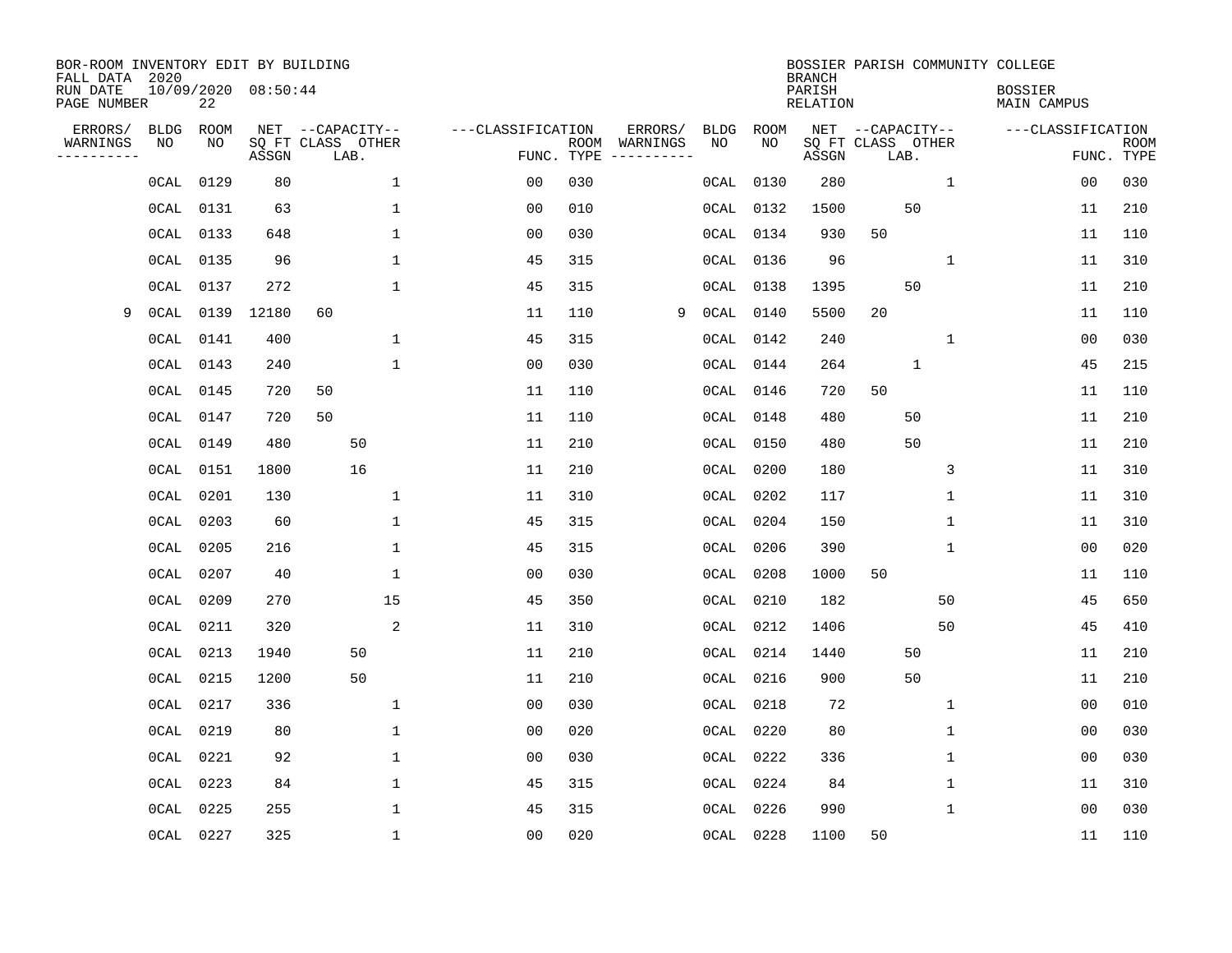BOR-ROOM INVENTORY EDIT BY BUILDING
FALL DATA 2020
RUN DATE 10/09/2020 08:50:44
PAGE NUMBER 22

BOSSIER PARISH COMMUNITY COLLEGE
BRANCH
PARISH BOSSIER
RELATION MAIN CAMPUS

| ERRORS/ WARNINGS | BLDG NO | ROOM NO | NET SQ FT ASSGN | CAPACITY CLASS | CAPACITY LAB. | CAPACITY OTHER | CLASSIFICATION FUNC. | ROOM TYPE | ERRORS/ WARNINGS | BLDG NO | ROOM NO | NET SQ FT ASSGN | CAPACITY CLASS | CAPACITY LAB. | CAPACITY OTHER | CLASSIFICATION FUNC. | ROOM TYPE |
|---|---|---|---|---|---|---|---|---|---|---|---|---|---|---|---|---|---|
| | 0CAL | 0129 | 80 | | | 1 | 00 | 030 | | 0CAL | 0130 | 280 | | | 1 | 00 | 030 |
| | 0CAL | 0131 | 63 | | | 1 | 00 | 010 | | 0CAL | 0132 | 1500 | | 50 | | 11 | 210 |
| | 0CAL | 0133 | 648 | | | 1 | 00 | 030 | | 0CAL | 0134 | 930 | 50 | | | 11 | 110 |
| | 0CAL | 0135 | 96 | | | 1 | 45 | 315 | | 0CAL | 0136 | 96 | | | 1 | 11 | 310 |
| | 0CAL | 0137 | 272 | | | 1 | 45 | 315 | | 0CAL | 0138 | 1395 | | 50 | | 11 | 210 |
| 9 | 0CAL | 0139 | 12180 | 60 | | | 11 | 110 | 9 | 0CAL | 0140 | 5500 | 20 | | | 11 | 110 |
| | 0CAL | 0141 | 400 | | | 1 | 45 | 315 | | 0CAL | 0142 | 240 | | | 1 | 00 | 030 |
| | 0CAL | 0143 | 240 | | | 1 | 00 | 030 | | 0CAL | 0144 | 264 | | 1 | | 45 | 215 |
| | 0CAL | 0145 | 720 | 50 | | | 11 | 110 | | 0CAL | 0146 | 720 | 50 | | | 11 | 110 |
| | 0CAL | 0147 | 720 | 50 | | | 11 | 110 | | 0CAL | 0148 | 480 | | 50 | | 11 | 210 |
| | 0CAL | 0149 | 480 | | 50 | | 11 | 210 | | 0CAL | 0150 | 480 | | 50 | | 11 | 210 |
| | 0CAL | 0151 | 1800 | | 16 | | 11 | 210 | | 0CAL | 0200 | 180 | | | 3 | 11 | 310 |
| | 0CAL | 0201 | 130 | | | 1 | 11 | 310 | | 0CAL | 0202 | 117 | | | 1 | 11 | 310 |
| | 0CAL | 0203 | 60 | | | 1 | 45 | 315 | | 0CAL | 0204 | 150 | | | 1 | 11 | 310 |
| | 0CAL | 0205 | 216 | | | 1 | 45 | 315 | | 0CAL | 0206 | 390 | | | 1 | 00 | 020 |
| | 0CAL | 0207 | 40 | | | 1 | 00 | 030 | | 0CAL | 0208 | 1000 | 50 | | | 11 | 110 |
| | 0CAL | 0209 | 270 | | | 15 | 45 | 350 | | 0CAL | 0210 | 182 | | | 50 | 45 | 650 |
| | 0CAL | 0211 | 320 | | | 2 | 11 | 310 | | 0CAL | 0212 | 1406 | | | 50 | 45 | 410 |
| | 0CAL | 0213 | 1940 | | 50 | | 11 | 210 | | 0CAL | 0214 | 1440 | | 50 | | 11 | 210 |
| | 0CAL | 0215 | 1200 | | 50 | | 11 | 210 | | 0CAL | 0216 | 900 | | 50 | | 11 | 210 |
| | 0CAL | 0217 | 336 | | | 1 | 00 | 030 | | 0CAL | 0218 | 72 | | | 1 | 00 | 010 |
| | 0CAL | 0219 | 80 | | | 1 | 00 | 020 | | 0CAL | 0220 | 80 | | | 1 | 00 | 030 |
| | 0CAL | 0221 | 92 | | | 1 | 00 | 030 | | 0CAL | 0222 | 336 | | | 1 | 00 | 030 |
| | 0CAL | 0223 | 84 | | | 1 | 45 | 315 | | 0CAL | 0224 | 84 | | | 1 | 11 | 310 |
| | 0CAL | 0225 | 255 | | | 1 | 45 | 315 | | 0CAL | 0226 | 990 | | | 1 | 00 | 030 |
| | 0CAL | 0227 | 325 | | | 1 | 00 | 020 | | 0CAL | 0228 | 1100 | 50 | | | 11 | 110 |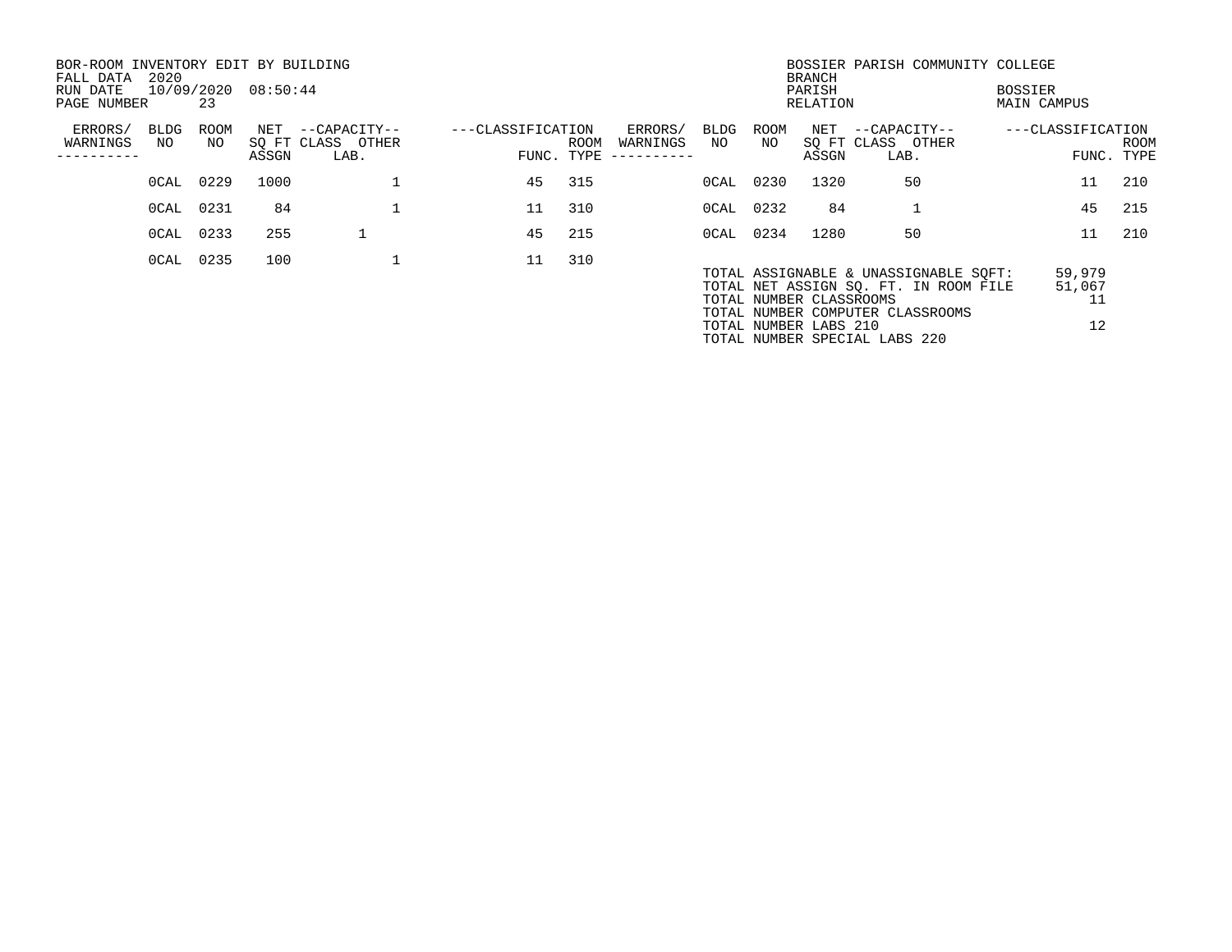BOR-ROOM INVENTORY EDIT BY BUILDING
FALL DATA 2020
RUN DATE 10/09/2020 08:50:44

BOSSIER PARISH COMMUNITY COLLEGE
BRANCH
PARISH BOSSIER
RELATION MAIN CAMPUS

| ERRORS/ WARNINGS | BLDG NO | ROOM NO | NET SQ FT ASSGN | CAPACITY CLASS | CAPACITY OTHER LAB. | CLASSIFICATION FUNC. | CLASSIFICATION ROOM TYPE |
|---|---|---|---|---|---|---|---|
| | 0CAL | 0229 | 1000 | | 1 | 45 | 315 |
| | 0CAL | 0230 | 1320 | 50 | | 11 | 210 |
| | 0CAL | 0231 | 84 | | 1 | 11 | 310 |
| | 0CAL | 0232 | 84 | 1 | | 45 | 215 |
| | 0CAL | 0233 | 255 | 1 | | 45 | 215 |
| | 0CAL | 0234 | 1280 | 50 | | 11 | 210 |
| | 0CAL | 0235 | 100 | | 1 | 11 | 310 |

| | |
|---|---|
| TOTAL ASSIGNABLE & UNASSIGNABLE SQFT: | 59,979 |
| TOTAL NET ASSIGN SQ. FT. IN ROOM FILE | 51,067 |
| TOTAL NUMBER CLASSROOMS | 11 |
| TOTAL NUMBER COMPUTER CLASSROOMS | |
| TOTAL NUMBER LABS 210 | 12 |
| TOTAL NUMBER SPECIAL LABS 220 | |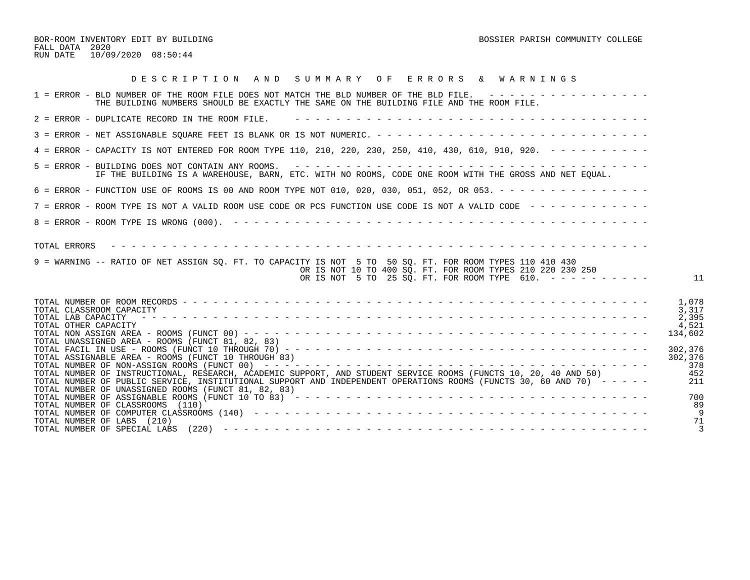BOR-ROOM INVENTORY EDIT BY BUILDING

FALL DATA 2020

RUN DATE 10/09/2020 08:50:44

BOSSIER PARISH COMMUNITY COLLEGE

## D E S C R I P T I O N   A N D   S U M M A R Y   O F   E R R O R S   &   W A R N I N G S

| | |
|---|---|
| 1 = ERROR - BLD NUMBER OF THE ROOM FILE DOES NOT MATCH THE BLD NUMBER OF THE BLD FILE. THE BUILDING NUMBERS SHOULD BE EXACTLY THE SAME ON THE BUILDING FILE AND THE ROOM FILE. | |
| 2 = ERROR - DUPLICATE RECORD IN THE ROOM FILE. | |
| 3 = ERROR - NET ASSIGNABLE SQUARE FEET IS BLANK OR IS NOT NUMERIC. | |
| 4 = ERROR - CAPACITY IS NOT ENTERED FOR ROOM TYPE 110, 210, 220, 230, 250, 410, 430, 610, 910, 920. | |
| 5 = ERROR - BUILDING DOES NOT CONTAIN ANY ROOMS. IF THE BUILDING IS A WAREHOUSE, BARN, ETC. WITH NO ROOMS, CODE ONE ROOM WITH THE GROSS AND NET EQUAL. | |
| 6 = ERROR - FUNCTION USE OF ROOMS IS 00 AND ROOM TYPE NOT 010, 020, 030, 051, 052, OR 053. | |
| 7 = ERROR - ROOM TYPE IS NOT A VALID ROOM USE CODE OR PCS FUNCTION USE CODE IS NOT A VALID CODE | |
| 8 = ERROR - ROOM TYPE IS WRONG (000). | |
| TOTAL ERRORS | |
| 9 = WARNING -- RATIO OF NET ASSIGN SQ. FT. TO CAPACITY IS NOT 5 TO 50 SQ. FT. FOR ROOM TYPES 110 410 430 OR IS NOT 10 TO 400 SQ. FT. FOR ROOM TYPES 210 220 230 250 OR IS NOT 5 TO 25 SQ. FT. FOR ROOM TYPE 610. | 11 |

| | |
|---|---|
| TOTAL NUMBER OF ROOM RECORDS | 1,078 |
| TOTAL CLASSROOM CAPACITY | 3,317 |
| TOTAL LAB CAPACITY | 2,395 |
| TOTAL OTHER CAPACITY | 4,521 |
| TOTAL NON ASSIGN AREA - ROOMS (FUNCT 00) | 134,602 |
| TOTAL UNASSIGNED AREA - ROOMS (FUNCT 81, 82, 83) | |
| TOTAL FACIL IN USE - ROOMS (FUNCT 10 THROUGH 70) | 302,376 |
| TOTAL ASSIGNABLE AREA - ROOMS (FUNCT 10 THROUGH 83) | 302,376 |
| TOTAL NUMBER OF NON-ASSIGN ROOMS (FUNCT 00) | 378 |
| TOTAL NUMBER OF INSTRUCTIONAL, RESEARCH, ACADEMIC SUPPORT, AND STUDENT SERVICE ROOMS (FUNCTS 10, 20, 40 AND 50) | 452 |
| TOTAL NUMBER OF PUBLIC SERVICE, INSTITUTIONAL SUPPORT AND INDEPENDENT OPERATIONS ROOMS (FUNCTS 30, 60 AND 70) | 211 |
| TOTAL NUMBER OF UNASSIGNED ROOMS (FUNCT 81, 82, 83) | |
| TOTAL NUMBER OF ASSIGNABLE ROOMS (FUNCT 10 TO 83) | 700 |
| TOTAL NUMBER OF CLASSROOMS (110) | 89 |
| TOTAL NUMBER OF COMPUTER CLASSROOMS (140) | 9 |
| TOTAL NUMBER OF LABS (210) | 71 |
| TOTAL NUMBER OF SPECIAL LABS (220) | 3 |